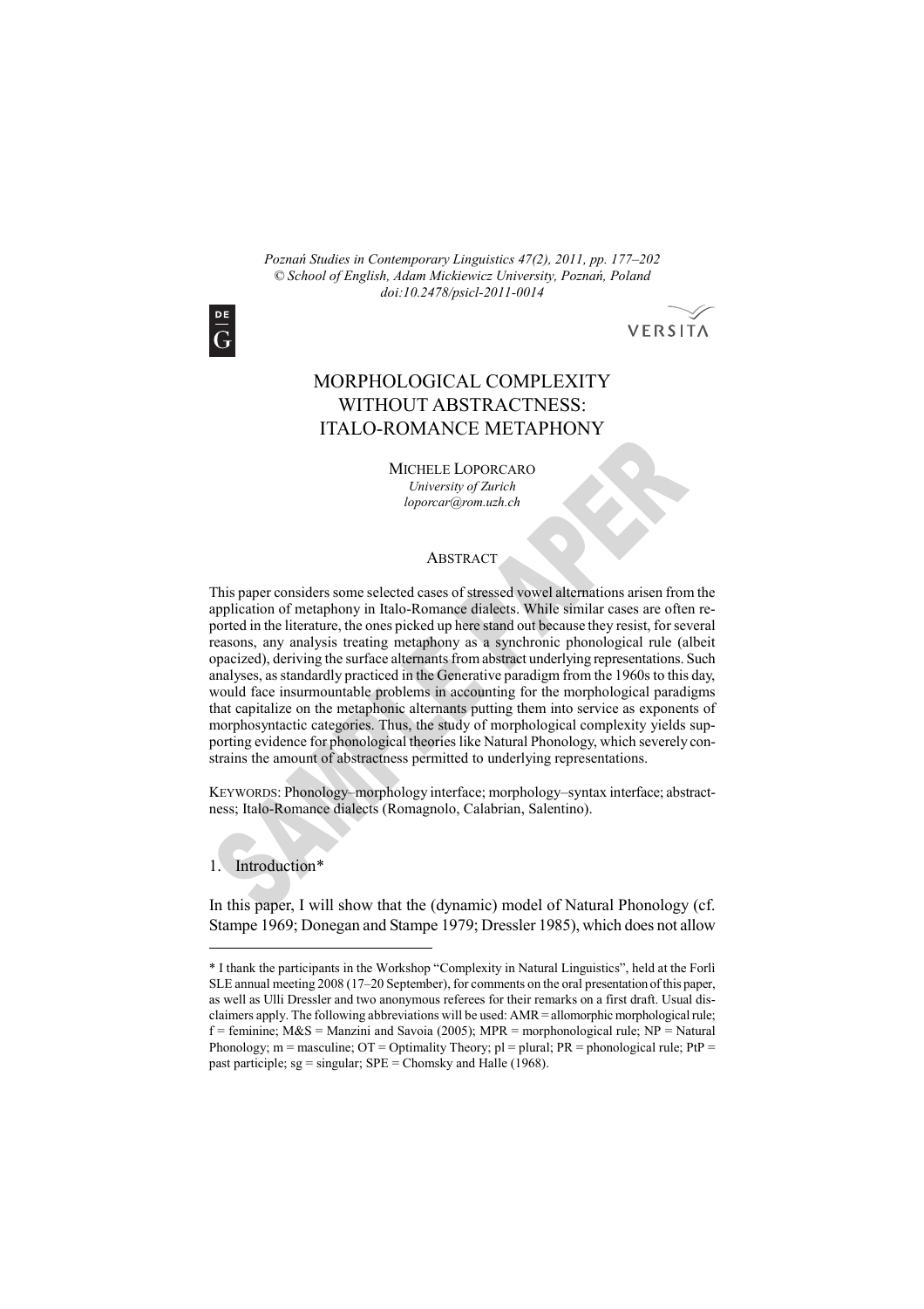*Poznań Studies in Contemporary Linguistics 47(2), 2011, pp. 177–202*
*© School of English, Adam Mickiewicz University, Poznań, Poland*
*doi:10.2478/psicl-2011-0014*

# MORPHOLOGICAL COMPLEXITY WITHOUT ABSTRACTNESS: ITALO-ROMANCE METAPHONY

MICHELE LOPORCARO
*University of Zurich*
*loporcar@rom.uzh.ch*

## ABSTRACT

This paper considers some selected cases of stressed vowel alternations arisen from the application of metaphony in Italo-Romance dialects. While similar cases are often reported in the literature, the ones picked up here stand out because they resist, for several reasons, any analysis treating metaphony as a synchronic phonological rule (albeit opacized), deriving the surface alternants from abstract underlying representations. Such analyses, as standardly practiced in the Generative paradigm from the 1960s to this day, would face insurmountable problems in accounting for the morphological paradigms that capitalize on the metaphonic alternants putting them into service as exponents of morphosyntactic categories. Thus, the study of morphological complexity yields supporting evidence for phonological theories like Natural Phonology, which severely constrains the amount of abstractness permitted to underlying representations.

KEYWORDS: Phonology–morphology interface; morphology–syntax interface; abstractness; Italo-Romance dialects (Romagnolo, Calabrian, Salentino).

## 1. Introduction*

In this paper, I will show that the (dynamic) model of Natural Phonology (cf. Stampe 1969; Donegan and Stampe 1979; Dressler 1985), which does not allow

---

\* I thank the participants in the Workshop "Complexity in Natural Linguistics", held at the Forlì SLE annual meeting 2008 (17–20 September), for comments on the oral presentation of this paper, as well as Ulli Dressler and two anonymous referees for their remarks on a first draft. Usual disclaimers apply. The following abbreviations will be used: AMR = allomorphic morphological rule; f = feminine; M&S = Manzini and Savoia (2005); MPR = morphonological rule; NP = Natural Phonology; m = masculine; OT = Optimality Theory; pl = plural; PR = phonological rule; PtP = past participle; sg = singular; SPE = Chomsky and Halle (1968).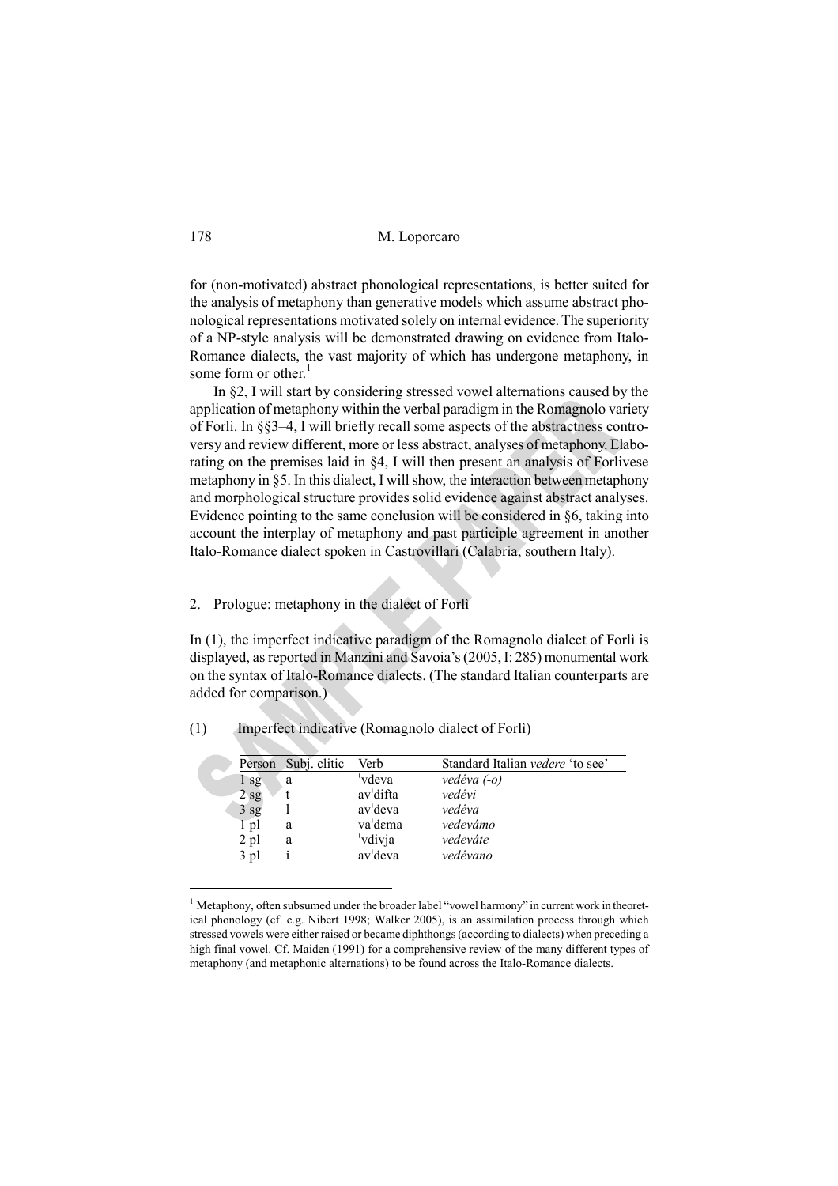for (non-motivated) abstract phonological representations, is better suited for the analysis of metaphony than generative models which assume abstract phonological representations motivated solely on internal evidence. The superiority of a NP-style analysis will be demonstrated drawing on evidence from Italo-Romance dialects, the vast majority of which has undergone metaphony, in some form or other.[1]

In §2, I will start by considering stressed vowel alternations caused by the application of metaphony within the verbal paradigm in the Romagnolo variety of Forlì. In §§3–4, I will briefly recall some aspects of the abstractness controversy and review different, more or less abstract, analyses of metaphony. Elaborating on the premises laid in §4, I will then present an analysis of Forlivese metaphony in §5. In this dialect, I will show, the interaction between metaphony and morphological structure provides solid evidence against abstract analyses. Evidence pointing to the same conclusion will be considered in §6, taking into account the interplay of metaphony and past participle agreement in another Italo-Romance dialect spoken in Castrovillari (Calabria, southern Italy).

## 2. Prologue: metaphony in the dialect of Forlì

In (1), the imperfect indicative paradigm of the Romagnolo dialect of Forlì is displayed, as reported in Manzini and Savoia's (2005, I: 285) monumental work on the syntax of Italo-Romance dialects. (The standard Italian counterparts are added for comparison.)

(1) Imperfect indicative (Romagnolo dialect of Forlì)

| Person | Subj. clitic | Verb | Standard Italian *vedere* 'to see' |
|---|---|---|---|
| 1 sg | a | ˈvdeva | *vedéva (-o)* |
| 2 sg | t | avˈdifta | *vedévi* |
| 3 sg | l | avˈdeva | *vedéva* |
| 1 pl | a | vaˈdema | *vedevámo* |
| 2 pl | a | ˈvdivja | *vedeváte* |
| 3 pl | i | avˈdeva | *vedévano* |

[1] Metaphony, often subsumed under the broader label "vowel harmony" in current work in theoretical phonology (cf. e.g. Nibert 1998; Walker 2005), is an assimilation process through which stressed vowels were either raised or became diphthongs (according to dialects) when preceding a high final vowel. Cf. Maiden (1991) for a comprehensive review of the many different types of metaphony (and metaphonic alternations) to be found across the Italo-Romance dialects.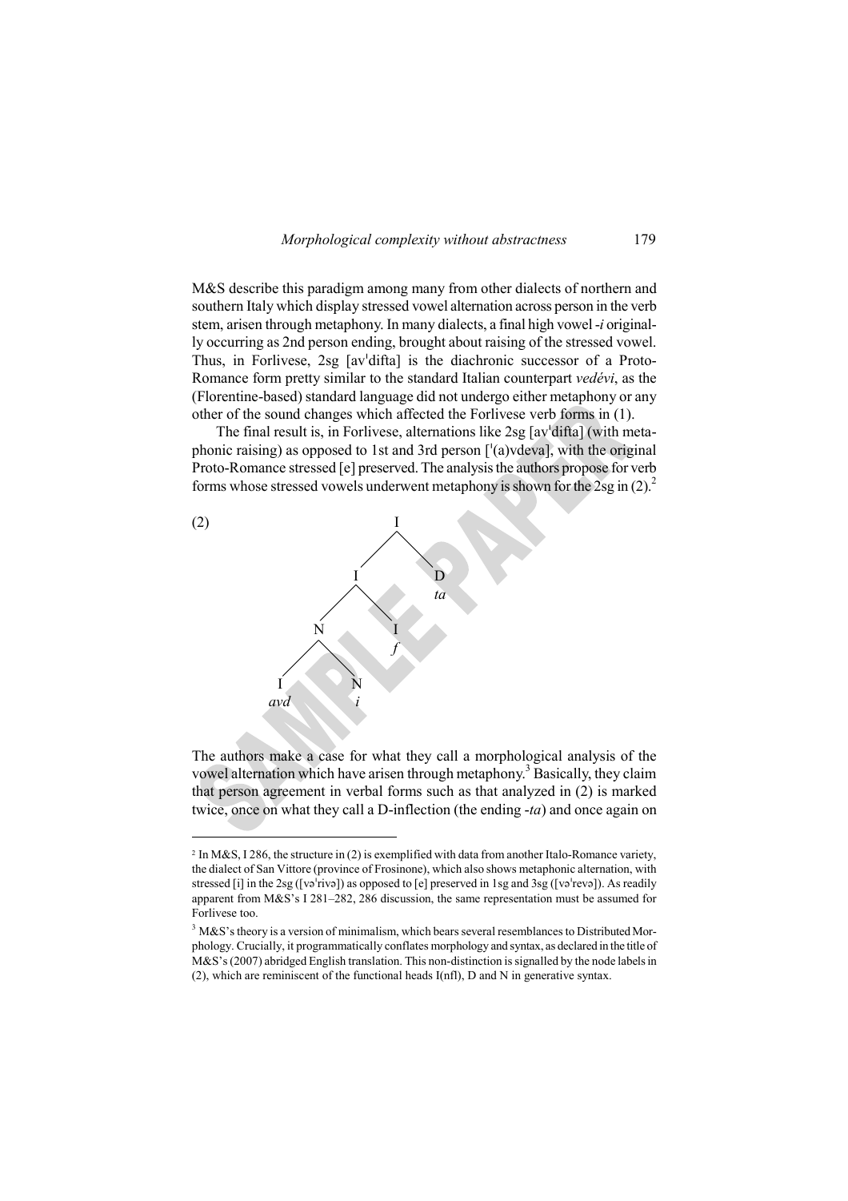M&S describe this paradigm among many from other dialects of northern and southern Italy which display stressed vowel alternation across person in the verb stem, arisen through metaphony. In many dialects, a final high vowel *-i* originally occurring as 2nd person ending, brought about raising of the stressed vowel. Thus, in Forlivese, 2sg [avˈdifta] is the diachronic successor of a Proto-Romance form pretty similar to the standard Italian counterpart *vedévi*, as the (Florentine-based) standard language did not undergo either metaphony or any other of the sound changes which affected the Forlivese verb forms in (1).

The final result is, in Forlivese, alternations like 2sg [avˈdifta] (with metaphonic raising) as opposed to 1st and 3rd person [ˈ(a)vdeva], with the original Proto-Romance stressed [e] preserved. The analysis the authors propose for verb forms whose stressed vowels underwent metaphony is shown for the 2sg in (2).[2]

(2)

```
              I
            /   \
           I     D
          / \    ta
         N   I
        / \  f
       I   N
      avd  i
```

The authors make a case for what they call a morphological analysis of the vowel alternation which have arisen through metaphony.[3] Basically, they claim that person agreement in verbal forms such as that analyzed in (2) is marked twice, once on what they call a D-inflection (the ending *-ta*) and once again on

---

[2] In M&S, I 286, the structure in (2) is exemplified with data from another Italo-Romance variety, the dialect of San Vittore (province of Frosinone), which also shows metaphonic alternation, with stressed [i] in the 2sg ([vəˈrivə]) as opposed to [e] preserved in 1sg and 3sg ([vəˈrevə]). As readily apparent from M&S's I 281–282, 286 discussion, the same representation must be assumed for Forlivese too.

[3] M&S's theory is a version of minimalism, which bears several resemblances to Distributed Morphology. Crucially, it programmatically conflates morphology and syntax, as declared in the title of M&S's (2007) abridged English translation. This non-distinction is signalled by the node labels in (2), which are reminiscent of the functional heads I(nfl), D and N in generative syntax.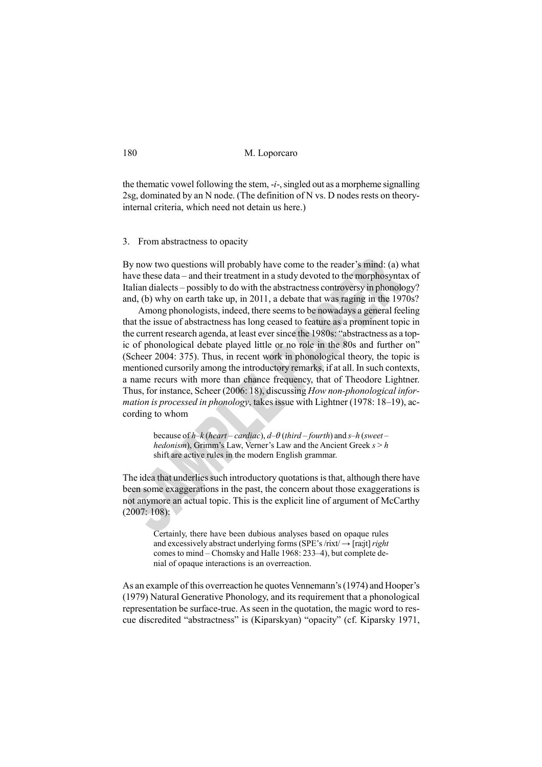the thematic vowel following the stem, -*i*-, singled out as a morpheme signalling 2sg, dominated by an N node. (The definition of N vs. D nodes rests on theory-internal criteria, which need not detain us here.)

## 3. From abstractness to opacity

By now two questions will probably have come to the reader's mind: (a) what have these data – and their treatment in a study devoted to the morphosyntax of Italian dialects – possibly to do with the abstractness controversy in phonology? and, (b) why on earth take up, in 2011, a debate that was raging in the 1970s?

Among phonologists, indeed, there seems to be nowadays a general feeling that the issue of abstractness has long ceased to feature as a prominent topic in the current research agenda, at least ever since the 1980s: "abstractness as a topic of phonological debate played little or no role in the 80s and further on" (Scheer 2004: 375). Thus, in recent work in phonological theory, the topic is mentioned cursorily among the introductory remarks, if at all. In such contexts, a name recurs with more than chance frequency, that of Theodore Lightner. Thus, for instance, Scheer (2006: 18), discussing *How non-phonological information is processed in phonology*, takes issue with Lightner (1978: 18–19), according to whom

> because of *h–k* (*heart – cardiac*), *d–θ* (*third – fourth*) and *s–h* (*sweet – hedonism*), Grimm's Law, Verner's Law and the Ancient Greek *s > h* shift are active rules in the modern English grammar.

The idea that underlies such introductory quotations is that, although there have been some exaggerations in the past, the concern about those exaggerations is not anymore an actual topic. This is the explicit line of argument of McCarthy (2007: 108):

> Certainly, there have been dubious analyses based on opaque rules and excessively abstract underlying forms (SPE's /rixt/ → [raːjt] *right* comes to mind – Chomsky and Halle 1968: 233–4), but complete denial of opaque interactions is an overreaction.

As an example of this overreaction he quotes Vennemann's (1974) and Hooper's (1979) Natural Generative Phonology, and its requirement that a phonological representation be surface-true. As seen in the quotation, the magic word to rescue discredited "abstractness" is (Kiparskyan) "opacity" (cf. Kiparsky 1971,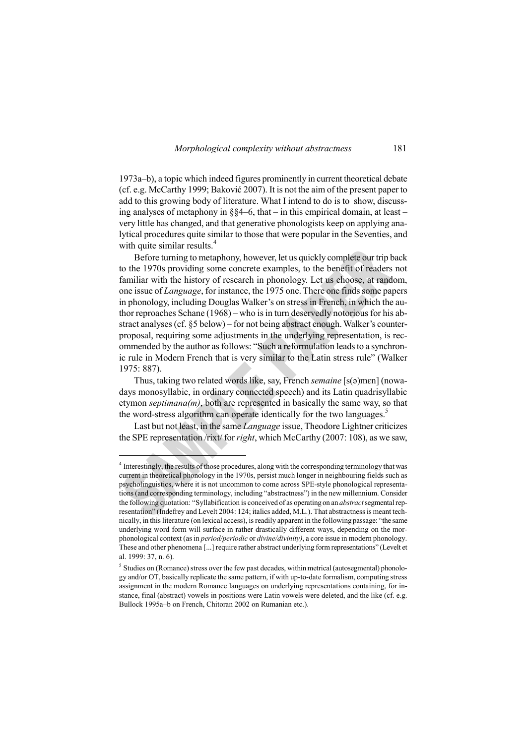1973a–b), a topic which indeed figures prominently in current theoretical debate (cf. e.g. McCarthy 1999; Baković 2007). It is not the aim of the present paper to add to this growing body of literature. What I intend to do is to show, discussing analyses of metaphony in §§4–6, that – in this empirical domain, at least – very little has changed, and that generative phonologists keep on applying analytical procedures quite similar to those that were popular in the Seventies, and with quite similar results.[4]

Before turning to metaphony, however, let us quickly complete our trip back to the 1970s providing some concrete examples, to the benefit of readers not familiar with the history of research in phonology. Let us choose, at random, one issue of *Language*, for instance, the 1975 one. There one finds some papers in phonology, including Douglas Walker's on stress in French, in which the author reproaches Schane (1968) – who is in turn deservedly notorious for his abstract analyses (cf. §5 below) – for not being abstract enough. Walker's counterproposal, requiring some adjustments in the underlying representation, is recommended by the author as follows: "Such a reformulation leads to a synchronic rule in Modern French that is very similar to the Latin stress rule" (Walker 1975: 887).

Thus, taking two related words like, say, French *semaine* [s(ə)mɛn] (nowadays monosyllabic, in ordinary connected speech) and its Latin quadrisyllabic etymon *septimana(m)*, both are represented in basically the same way, so that the word-stress algorithm can operate identically for the two languages.[5]

Last but not least, in the same *Language* issue, Theodore Lightner criticizes the SPE representation /rixt/ for *right*, which McCarthy (2007: 108), as we saw,

---

[4] Interestingly, the results of those procedures, along with the corresponding terminology that was current in theoretical phonology in the 1970s, persist much longer in neighbouring fields such as psycholinguistics, where it is not uncommon to come across SPE-style phonological representations (and corresponding terminology, including "abstractness") in the new millennium. Consider the following quotation: "Syllabification is conceived of as operating on an *abstract* segmental representation" (Indefrey and Levelt 2004: 124; italics added, M.L.). That abstractness is meant technically, in this literature (on lexical access), is readily apparent in the following passage: "the same underlying word form will surface in rather drastically different ways, depending on the morphonological context (as in *period/periodic* or *divine/divinity)*, a core issue in modern phonology. These and other phenomena [...] require rather abstract underlying form representations" (Levelt et al. 1999: 37, n. 6).

[5] Studies on (Romance) stress over the few past decades, within metrical (autosegmental) phonology and/or OT, basically replicate the same pattern, if with up-to-date formalism, computing stress assignment in the modern Romance languages on underlying representations containing, for instance, final (abstract) vowels in positions were Latin vowels were deleted, and the like (cf. e.g. Bullock 1995a–b on French, Chitoran 2002 on Rumanian etc.).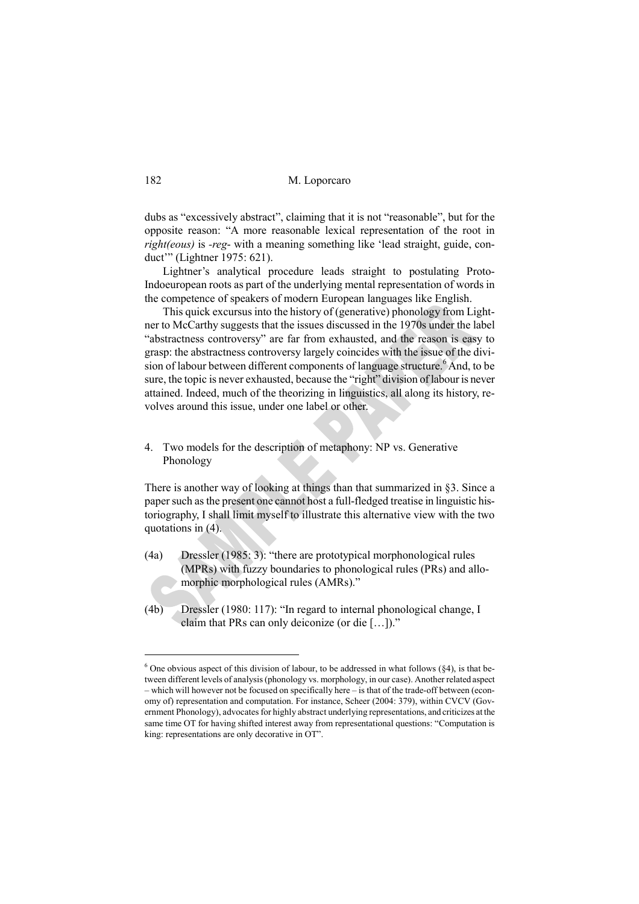dubs as "excessively abstract", claiming that it is not "reasonable", but for the opposite reason: "A more reasonable lexical representation of the root in *right(eous)* is *-reg-* with a meaning something like 'lead straight, guide, conduct'" (Lightner 1975: 621).

Lightner's analytical procedure leads straight to postulating Proto-Indoeuropean roots as part of the underlying mental representation of words in the competence of speakers of modern European languages like English.

This quick excursus into the history of (generative) phonology from Lightner to McCarthy suggests that the issues discussed in the 1970s under the label "abstractness controversy" are far from exhausted, and the reason is easy to grasp: the abstractness controversy largely coincides with the issue of the division of labour between different components of language structure.[6] And, to be sure, the topic is never exhausted, because the "right" division of labour is never attained. Indeed, much of the theorizing in linguistics, all along its history, revolves around this issue, under one label or other.

## 4. Two models for the description of metaphony: NP vs. Generative Phonology

There is another way of looking at things than that summarized in §3. Since a paper such as the present one cannot host a full-fledged treatise in linguistic historiography, I shall limit myself to illustrate this alternative view with the two quotations in (4).

(4a) Dressler (1985: 3): "there are prototypical morphonological rules (MPRs) with fuzzy boundaries to phonological rules (PRs) and allomorphic morphological rules (AMRs)."

(4b) Dressler (1980: 117): "In regard to internal phonological change, I claim that PRs can only deiconize (or die […])."

---

[6] One obvious aspect of this division of labour, to be addressed in what follows (§4), is that between different levels of analysis (phonology vs. morphology, in our case). Another related aspect – which will however not be focused on specifically here – is that of the trade-off between (economy of) representation and computation. For instance, Scheer (2004: 379), within CVCV (Government Phonology), advocates for highly abstract underlying representations, and criticizes at the same time OT for having shifted interest away from representational questions: "Computation is king: representations are only decorative in OT".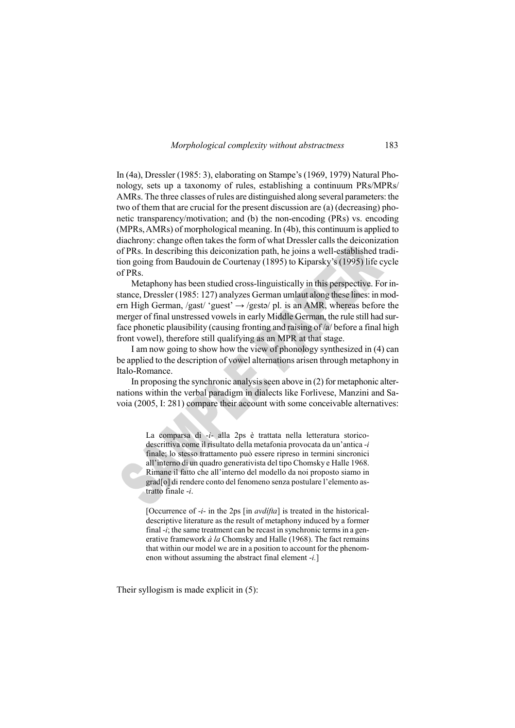In (4a), Dressler (1985: 3), elaborating on Stampe's (1969, 1979) Natural Phonology, sets up a taxonomy of rules, establishing a continuum PRs/MPRs/AMRs. The three classes of rules are distinguished along several parameters: the two of them that are crucial for the present discussion are (a) (decreasing) phonetic transparency/motivation; and (b) the non-encoding (PRs) vs. encoding (MPRs, AMRs) of morphological meaning. In (4b), this continuum is applied to diachrony: change often takes the form of what Dressler calls the deiconization of PRs. In describing this deiconization path, he joins a well-established tradition going from Baudouin de Courtenay (1895) to Kiparsky's (1995) life cycle of PRs.

Metaphony has been studied cross-linguistically in this perspective. For instance, Dressler (1985: 127) analyzes German umlaut along these lines: in modern High German, /gast/ 'guest' → /gɛstə/ pl. is an AMR, whereas before the merger of final unstressed vowels in early Middle German, the rule still had surface phonetic plausibility (causing fronting and raising of /a/ before a final high front vowel), therefore still qualifying as an MPR at that stage.

I am now going to show how the view of phonology synthesized in (4) can be applied to the description of vowel alternations arisen through metaphony in Italo-Romance.

In proposing the synchronic analysis seen above in (2) for metaphonic alternations within the verbal paradigm in dialects like Forlivese, Manzini and Savoia (2005, I: 281) compare their account with some conceivable alternatives:

> La comparsa di *-i-* alla 2ps è trattata nella letteratura storico-descrittiva come il risultato della metafonia provocata da un'antica *-i* finale; lo stesso trattamento può essere ripreso in termini sincronici all'interno di un quadro generativista del tipo Chomsky e Halle 1968. Rimane il fatto che all'interno del modello da noi proposto siamo in grad[o] di rendere conto del fenomeno senza postulare l'elemento astratto finale *-i*.
>
> [Occurrence of *-i-* in the 2ps [in *avdífta*] is treated in the historical-descriptive literature as the result of metaphony induced by a former final *-i*; the same treatment can be recast in synchronic terms in a generative framework *à la* Chomsky and Halle (1968). The fact remains that within our model we are in a position to account for the phenomenon without assuming the abstract final element *-i*.]

Their syllogism is made explicit in (5):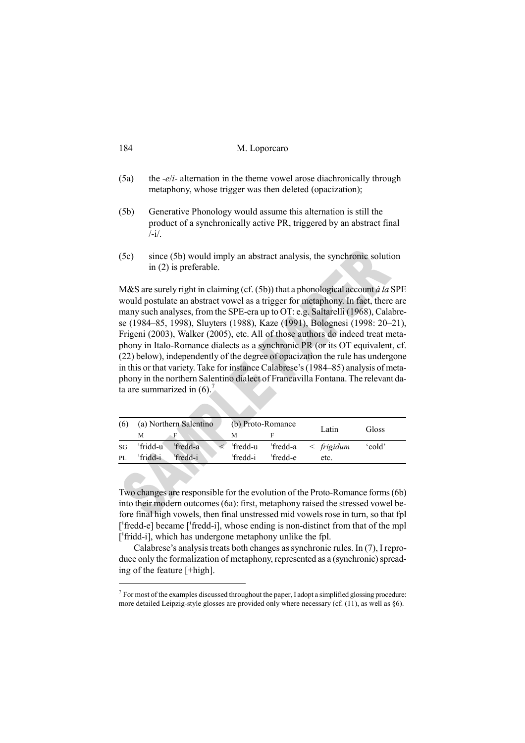(5a) the -*e*/*i*- alternation in the theme vowel arose diachronically through metaphony, whose trigger was then deleted (opacization);

(5b) Generative Phonology would assume this alternation is still the product of a synchronically active PR, triggered by an abstract final /-i/.

(5c) since (5b) would imply an abstract analysis, the synchronic solution in (2) is preferable.

M&S are surely right in claiming (cf. (5b)) that a phonological account *à la* SPE would postulate an abstract vowel as a trigger for metaphony. In fact, there are many such analyses, from the SPE-era up to OT: e.g. Saltarelli (1968), Calabrese (1984–85, 1998), Sluyters (1988), Kaze (1991), Bolognesi (1998: 20–21), Frigeni (2003), Walker (2005), etc. All of those authors do indeed treat metaphony in Italo-Romance dialects as a synchronic PR (or its OT equivalent, cf. (22) below), independently of the degree of opacization the rule has undergone in this or that variety. Take for instance Calabrese's (1984–85) analysis of metaphony in the northern Salentino dialect of Francavilla Fontana. The relevant data are summarized in (6).[7]

| (6) | (a) Northern Salentino | | | (b) Proto-Romance | | | Latin | Gloss |
|---|---|---|---|---|---|---|---|---|
| | M | F | | M | F | | | |
| SG | ˈfridd-u | ˈfredd-a | < | ˈfredd-u | ˈfredd-a | < | *frigidum* | 'cold' |
| PL | ˈfridd-i | ˈfredd-i | | ˈfredd-i | ˈfredd-e | | etc. | |

Two changes are responsible for the evolution of the Proto-Romance forms (6b) into their modern outcomes (6a): first, metaphony raised the stressed vowel before final high vowels, then final unstressed mid vowels rose in turn, so that fpl [ˈfredd-e] became [ˈfredd-i], whose ending is non-distinct from that of the mpl [ˈfridd-i], which has undergone metaphony unlike the fpl.

Calabrese's analysis treats both changes as synchronic rules. In (7), I reproduce only the formalization of metaphony, represented as a (synchronic) spreading of the feature [+high].

[7] For most of the examples discussed throughout the paper, I adopt a simplified glossing procedure: more detailed Leipzig-style glosses are provided only where necessary (cf. (11), as well as §6).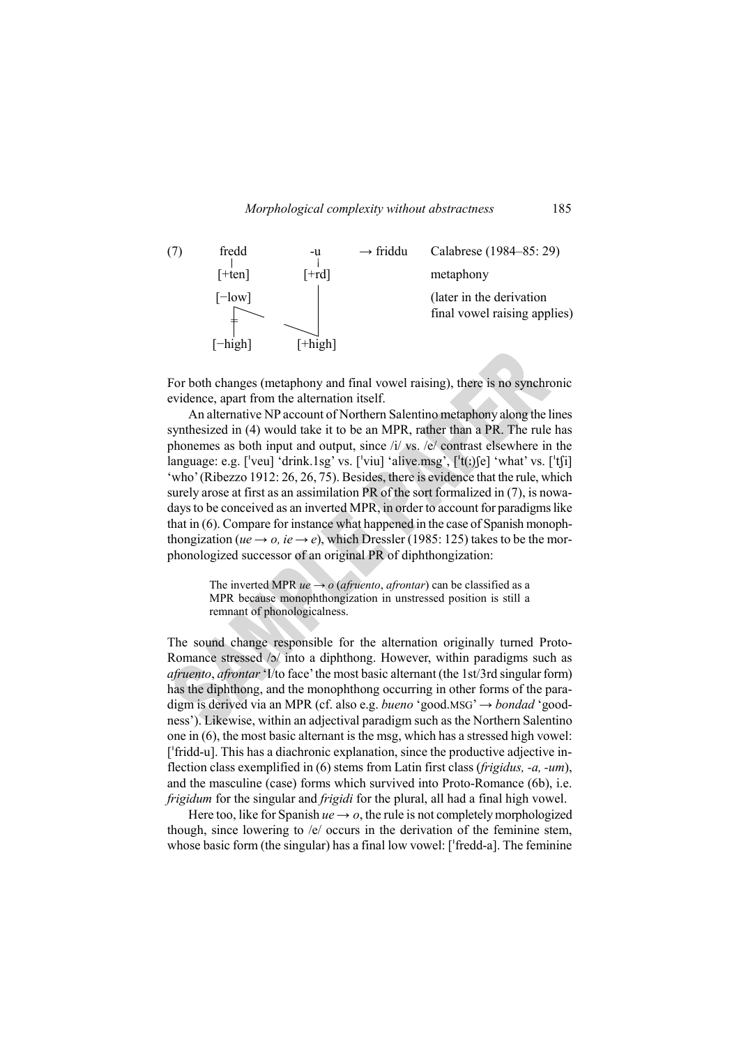(7) fredd -u → friddu Calabrese (1984–85: 29)

```
(7)   fredd         -u        → friddu    Calabrese (1984–85: 29)
        |            |
      [+ten]       [+rd]                  metaphony
      [−low]         |                    (later in the derivation
        |  \         |                    final vowel raising applies)
        ≠   \________|
        |
      [−high]      [+high]
```

For both changes (metaphony and final vowel raising), there is no synchronic evidence, apart from the alternation itself.

An alternative NP account of Northern Salentino metaphony along the lines synthesized in (4) would take it to be an MPR, rather than a PR. The rule has phonemes as both input and output, since /i/ vs. /e/ contrast elsewhere in the language: e.g. [ˈveu] 'drink.1sg' vs. [ˈviu] 'alive.msg', [ˈt(ː)ʃe] 'what' vs. [ˈtʃi] 'who' (Ribezzo 1912: 26, 26, 75). Besides, there is evidence that the rule, which surely arose at first as an assimilation PR of the sort formalized in (7), is nowadays to be conceived as an inverted MPR, in order to account for paradigms like that in (6). Compare for instance what happened in the case of Spanish monophthongization (*ue* → *o, ie* → *e*), which Dressler (1985: 125) takes to be the morphonologized successor of an original PR of diphthongization:

> The inverted MPR *ue* → *o* (*afruento*, *afrontar*) can be classified as a MPR because monophthongization in unstressed position is still a remnant of phonologicalness.

The sound change responsible for the alternation originally turned Proto-Romance stressed /ɔ/ into a diphthong. However, within paradigms such as *afruento*, *afrontar* 'I/to face' the most basic alternant (the 1st/3rd singular form) has the diphthong, and the monophthong occurring in other forms of the paradigm is derived via an MPR (cf. also e.g. *bueno* 'good.MSG' → *bondad* 'goodness'). Likewise, within an adjectival paradigm such as the Northern Salentino one in (6), the most basic alternant is the msg, which has a stressed high vowel: [ˈfridd-u]. This has a diachronic explanation, since the productive adjective inflection class exemplified in (6) stems from Latin first class (*frigidus, -a, -um*), and the masculine (case) forms which survived into Proto-Romance (6b), i.e. *frigidum* for the singular and *frigidi* for the plural, all had a final high vowel.

Here too, like for Spanish *ue* → *o*, the rule is not completely morphologized though, since lowering to /e/ occurs in the derivation of the feminine stem, whose basic form (the singular) has a final low vowel: [ˈfredd-a]. The feminine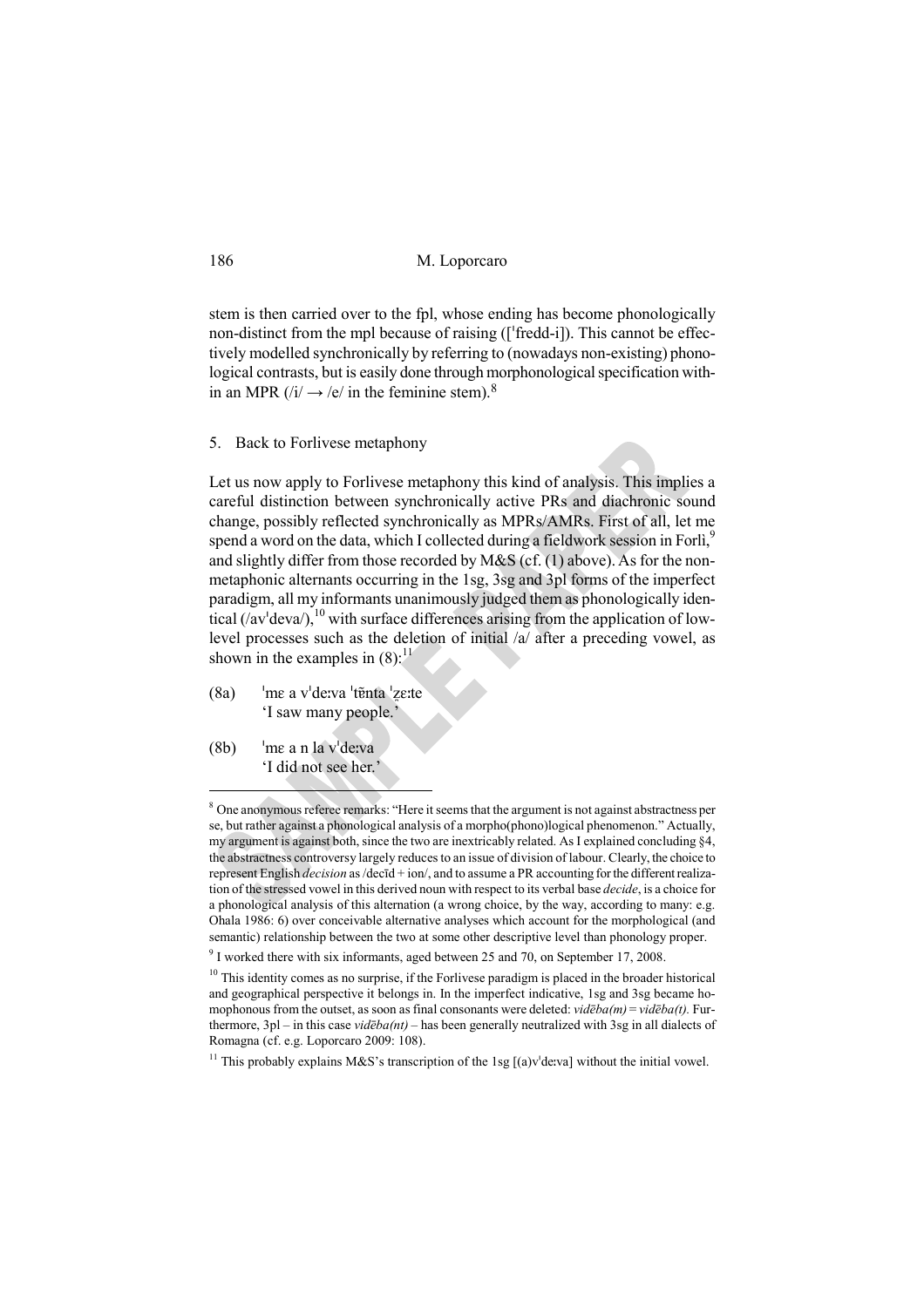stem is then carried over to the fpl, whose ending has become phonologically non-distinct from the mpl because of raising ([ˈfredd-i]). This cannot be effectively modelled synchronically by referring to (nowadays non-existing) phonological contrasts, but is easily done through morphonological specification within an MPR (/i/ → /e/ in the feminine stem).[8]

## 5. Back to Forlivese metaphony

Let us now apply to Forlivese metaphony this kind of analysis. This implies a careful distinction between synchronically active PRs and diachronic sound change, possibly reflected synchronically as MPRs/AMRs. First of all, let me spend a word on the data, which I collected during a fieldwork session in Forlì,[9] and slightly differ from those recorded by M&S (cf. (1) above). As for the non-metaphonic alternants occurring in the 1sg, 3sg and 3pl forms of the imperfect paradigm, all my informants unanimously judged them as phonologically identical (/avˈdeva/),[10] with surface differences arising from the application of low-level processes such as the deletion of initial /a/ after a preceding vowel, as shown in the examples in (8):[11]

(8a) ˈmɛ a vˈdeːva ˈtẽnta ˈzeːte
'I saw many people.'

(8b) ˈmɛ a n la vˈdeːva
'I did not see her.'

---

[8] One anonymous referee remarks: "Here it seems that the argument is not against abstractness per se, but rather against a phonological analysis of a morpho(phono)logical phenomenon." Actually, my argument is against both, since the two are inextricably related. As I explained concluding §4, the abstractness controversy largely reduces to an issue of division of labour. Clearly, the choice to represent English *decision* as /decīd + ion/, and to assume a PR accounting for the different realization of the stressed vowel in this derived noun with respect to its verbal base *decide*, is a choice for a phonological analysis of this alternation (a wrong choice, by the way, according to many: e.g. Ohala 1986: 6) over conceivable alternative analyses which account for the morphological (and semantic) relationship between the two at some other descriptive level than phonology proper.

[9] I worked there with six informants, aged between 25 and 70, on September 17, 2008.

[10] This identity comes as no surprise, if the Forlivese paradigm is placed in the broader historical and geographical perspective it belongs in. In the imperfect indicative, 1sg and 3sg became homophonous from the outset, as soon as final consonants were deleted: *vidēba(m)* = *vidēba(t)*. Furthermore, 3pl – in this case *vidēba(nt)* – has been generally neutralized with 3sg in all dialects of Romagna (cf. e.g. Loporcaro 2009: 108).

[11] This probably explains M&S's transcription of the 1sg [(a)vˈdeːva] without the initial vowel.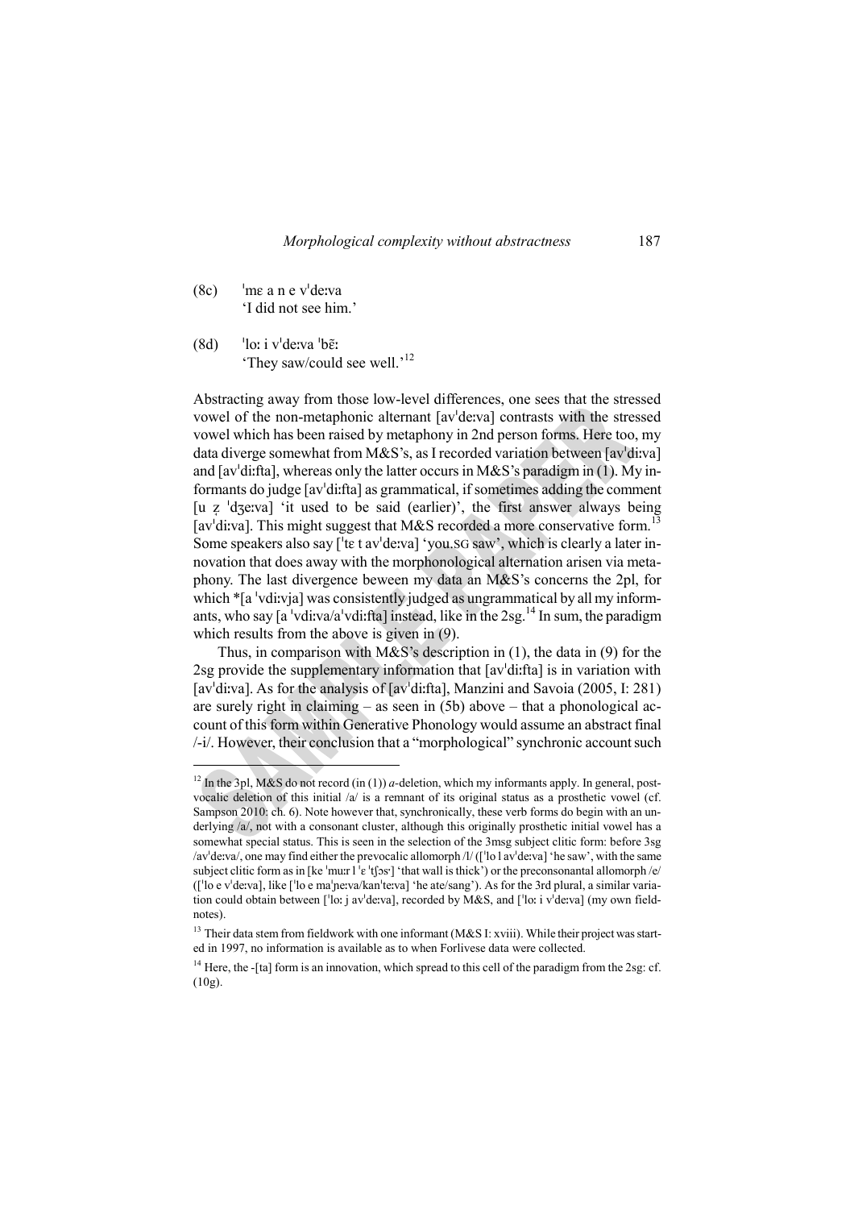(8c) ˈmɛ a n e vˈdeːva
'I did not see him.'

(8d) ˈloː i vˈdeːva ˈbẽː
'They saw/could see well.'[12]

Abstracting away from those low-level differences, one sees that the stressed vowel of the non-metaphonic alternant [avˈdeːva] contrasts with the stressed vowel which has been raised by metaphony in 2nd person forms. Here too, my data diverge somewhat from M&S's, as I recorded variation between [avˈdiːva] and [avˈdiːfta], whereas only the latter occurs in M&S's paradigm in (1). My informants do judge [avˈdiːfta] as grammatical, if sometimes adding the comment [u z̧ ˈdʒeːva] 'it used to be said (earlier)', the first answer always being [avˈdiːva]. This might suggest that M&S recorded a more conservative form.[13] Some speakers also say [ˈtɛ t avˈdeːva] 'you.SG saw', which is clearly a later innovation that does away with the morphonological alternation arisen via metaphony. The last divergence beween my data an M&S's concerns the 2pl, for which *[a ˈvdiːvja] was consistently judged as ungrammatical by all my informants, who say [a ˈvdiːva/aˈvdiːfta] instead, like in the 2sg.[14] In sum, the paradigm which results from the above is given in (9).

Thus, in comparison with M&S's description in (1), the data in (9) for the 2sg provide the supplementary information that [avˈdiːfta] is in variation with [avˈdiːva]. As for the analysis of [avˈdiːfta], Manzini and Savoia (2005, I: 281) are surely right in claiming – as seen in (5b) above – that a phonological account of this form within Generative Phonology would assume an abstract final /-i/. However, their conclusion that a "morphological" synchronic account such

---

[12] In the 3pl, M&S do not record (in (1)) *a*-deletion, which my informants apply. In general, postvocalic deletion of this initial /a/ is a remnant of its original status as a prosthetic vowel (cf. Sampson 2010: ch. 6). Note however that, synchronically, these verb forms do begin with an underlying /a/, not with a consonant cluster, although this originally prosthetic initial vowel has a somewhat special status. This is seen in the selection of the 3msg subject clitic form: before 3sg /avˈdeːva/, one may find either the prevocalic allomorph /l/ ([ˈlo l avˈdeːva] 'he saw', with the same subject clitic form as in [ke ˈmuːr l ˈɛ ˈtʃɔs˞] 'that wall is thick') or the preconsonantal allomorph /e/ ([ˈlo e vˈdeːva], like [ˈlo e maˈɲeːva/kanˈteːva] 'he ate/sang'). As for the 3rd plural, a similar variation could obtain between [ˈloː j avˈdeːva], recorded by M&S, and [ˈloː i vˈdeːva] (my own fieldnotes).

[13] Their data stem from fieldwork with one informant (M&S I: xviii). While their project was started in 1997, no information is available as to when Forlivese data were collected.

[14] Here, the -[ta] form is an innovation, which spread to this cell of the paradigm from the 2sg: cf. (10g).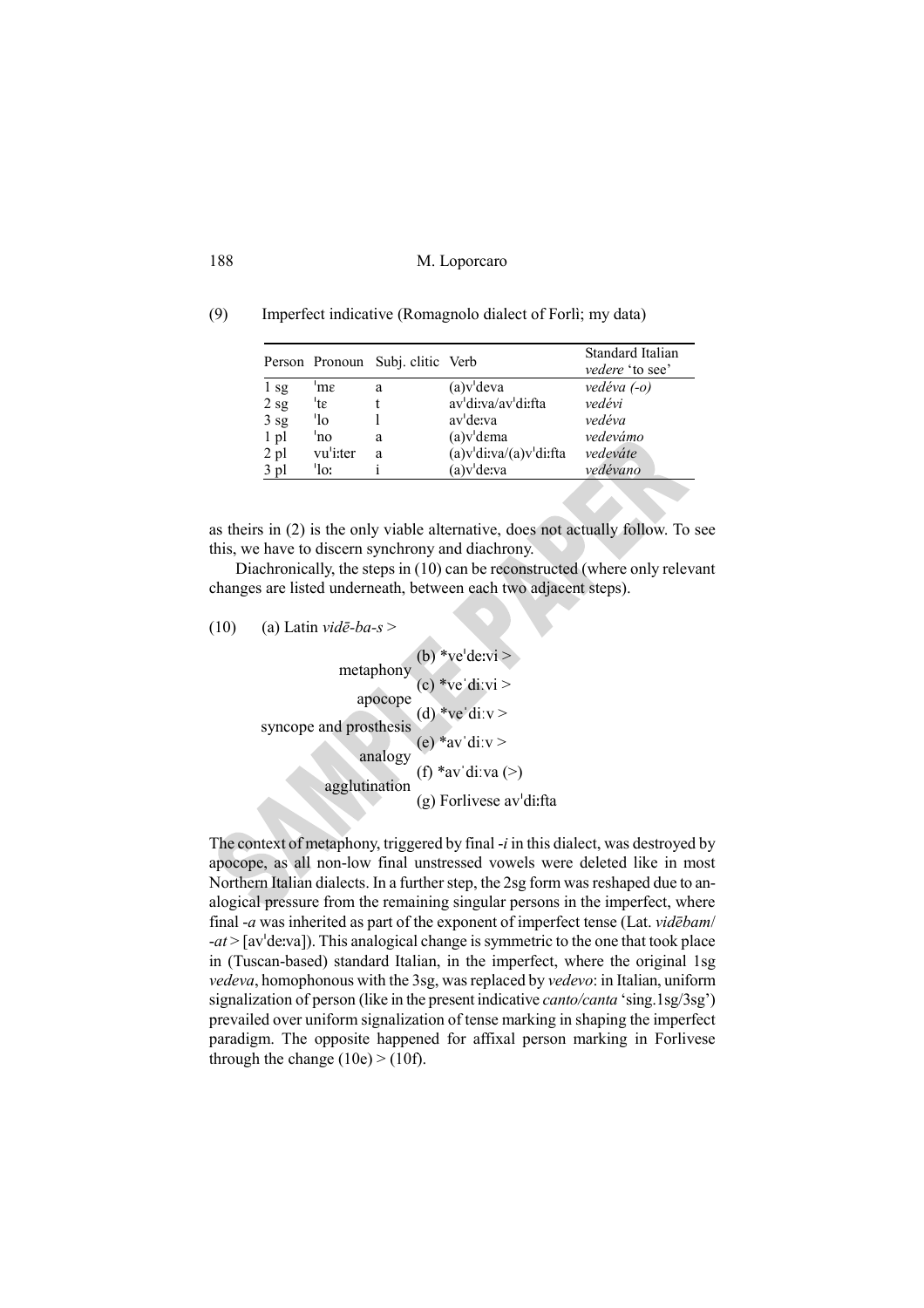(9) Imperfect indicative (Romagnolo dialect of Forlì; my data)

| Person | Pronoun | Subj. clitic | Verb | Standard Italian *vedere* 'to see' |
|---|---|---|---|---|
| 1 sg | ˈmɛ | a | (a)vˈdeva | *vedéva (-o)* |
| 2 sg | ˈtɛ | t | avˈdiːva/avˈdiːfta | *vedévi* |
| 3 sg | ˈlo | l | avˈdeːva | *vedéva* |
| 1 pl | ˈno | a | (a)vˈdɛma | *vedevámo* |
| 2 pl | vuˈiːter | a | (a)vˈdiːva/(a)vˈdiːfta | *vedeváte* |
| 3 pl | ˈloː | i | (a)vˈdeːva | *vedévano* |

as theirs in (2) is the only viable alternative, does not actually follow. To see this, we have to discern synchrony and diachrony.

Diachronically, the steps in (10) can be reconstructed (where only relevant changes are listed underneath, between each two adjacent steps).

(10) (a) Latin *vidē-ba-s* >
  metaphony
 (b) *veˈdeːvi >
  apocope
 (c) *veˈdiːvi >
  syncope and prosthesis
 (d) *veˈdiːv >
  analogy
 (e) *avˈdiːv >
  agglutination
 (f) *avˈdiːva (>)
 (g) Forlivese avˈdiːfta

The context of metaphony, triggered by final *-i* in this dialect, was destroyed by apocope, as all non-low final unstressed vowels were deleted like in most Northern Italian dialects. In a further step, the 2sg form was reshaped due to analogical pressure from the remaining singular persons in the imperfect, where final *-a* was inherited as part of the exponent of imperfect tense (Lat. *vidēbam*/*-at* > [avˈdeːva]). This analogical change is symmetric to the one that took place in (Tuscan-based) standard Italian, in the imperfect, where the original 1sg *vedeva*, homophonous with the 3sg, was replaced by *vedevo*: in Italian, uniform signalization of person (like in the present indicative *canto/canta* 'sing.1sg/3sg') prevailed over uniform signalization of tense marking in shaping the imperfect paradigm. The opposite happened for affixal person marking in Forlivese through the change (10e) > (10f).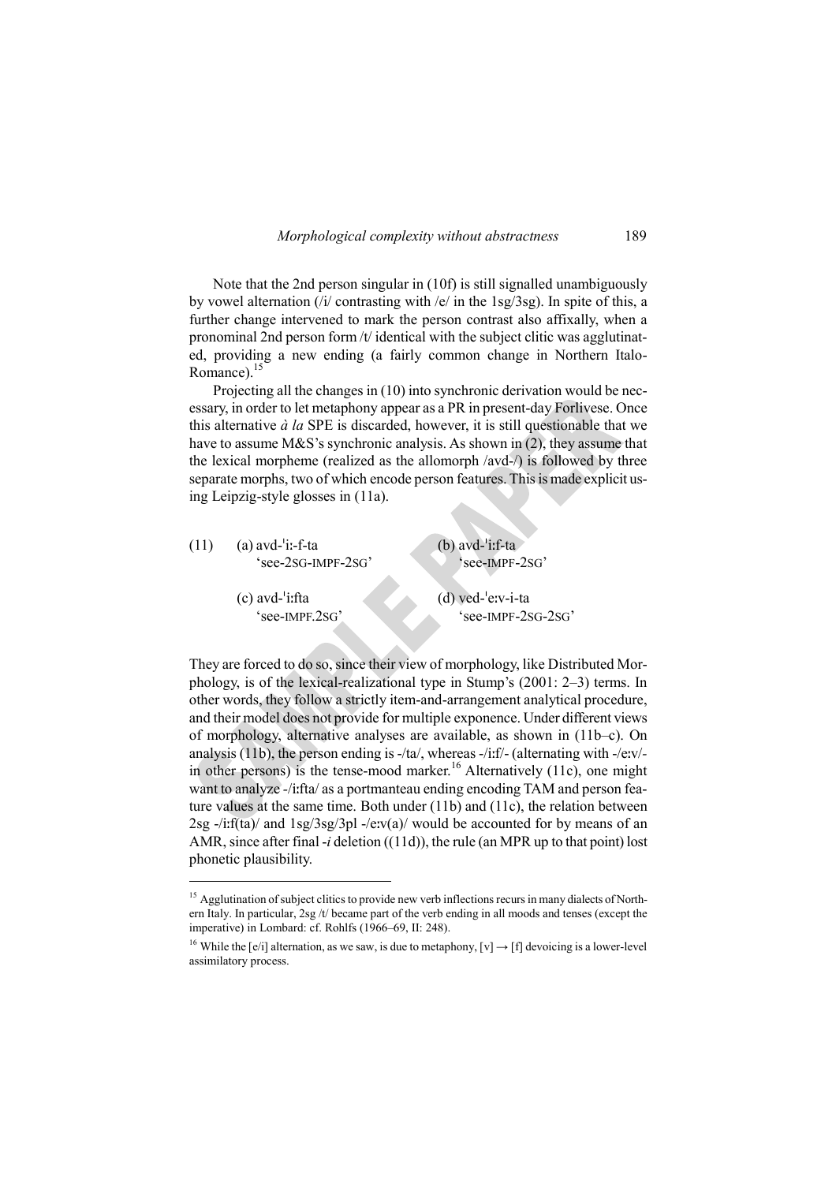Note that the 2nd person singular in (10f) is still signalled unambiguously by vowel alternation (/i/ contrasting with /e/ in the 1sg/3sg). In spite of this, a further change intervened to mark the person contrast also affixally, when a pronominal 2nd person form /t/ identical with the subject clitic was agglutinated, providing a new ending (a fairly common change in Northern Italo-Romance).[15]

Projecting all the changes in (10) into synchronic derivation would be necessary, in order to let metaphony appear as a PR in present-day Forlivese. Once this alternative *à la* SPE is discarded, however, it is still questionable that we have to assume M&S's synchronic analysis. As shown in (2), they assume that the lexical morpheme (realized as the allomorph /avd-/) is followed by three separate morphs, two of which encode person features. This is made explicit using Leipzig-style glosses in (11a).

(11) (a) avd-ˈiː-f-ta
'see-2SG-IMPF-2SG'

(b) avd-ˈiːf-ta
'see-IMPF-2SG'

(c) avd-ˈiːfta
'see-IMPF.2SG'

(d) ved-ˈeːv-i-ta
'see-IMPF-2SG-2SG'

They are forced to do so, since their view of morphology, like Distributed Morphology, is of the lexical-realizational type in Stump's (2001: 2–3) terms. In other words, they follow a strictly item-and-arrangement analytical procedure, and their model does not provide for multiple exponence. Under different views of morphology, alternative analyses are available, as shown in (11b–c). On analysis (11b), the person ending is -/ta/, whereas -/iːf/- (alternating with -/eːv/- in other persons) is the tense-mood marker.[16] Alternatively (11c), one might want to analyze -/iːfta/ as a portmanteau ending encoding TAM and person feature values at the same time. Both under (11b) and (11c), the relation between 2sg -/iːf(ta)/ and 1sg/3sg/3pl -/eːv(a)/ would be accounted for by means of an AMR, since after final *-i* deletion ((11d)), the rule (an MPR up to that point) lost phonetic plausibility.

---

[15] Agglutination of subject clitics to provide new verb inflections recurs in many dialects of Northern Italy. In particular, 2sg /t/ became part of the verb ending in all moods and tenses (except the imperative) in Lombard: cf. Rohlfs (1966–69, II: 248).

[16] While the [e/i] alternation, as we saw, is due to metaphony, [v] → [f] devoicing is a lower-level assimilatory process.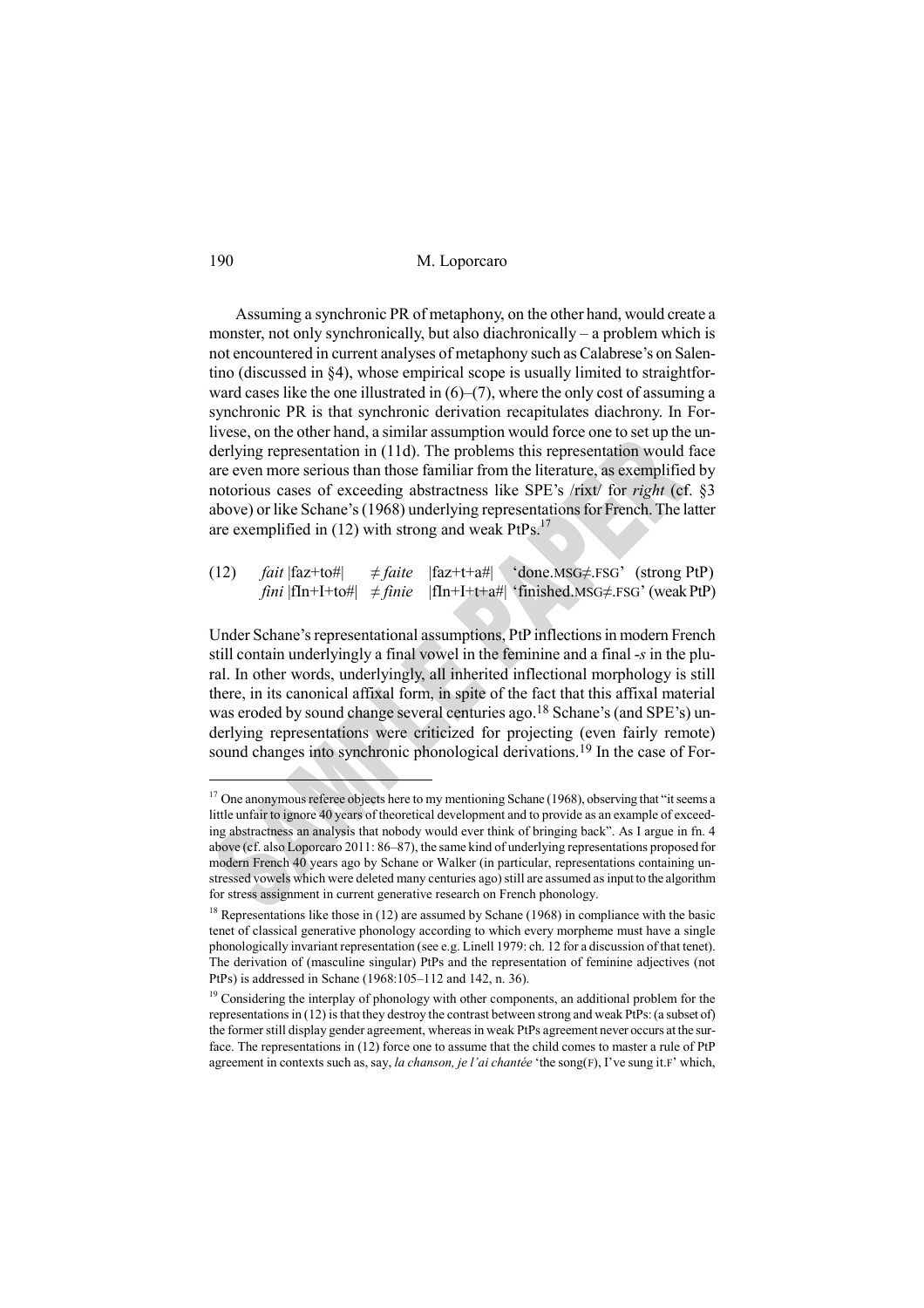Assuming a synchronic PR of metaphony, on the other hand, would create a monster, not only synchronically, but also diachronically – a problem which is not encountered in current analyses of metaphony such as Calabrese's on Salentino (discussed in §4), whose empirical scope is usually limited to straightforward cases like the one illustrated in (6)–(7), where the only cost of assuming a synchronic PR is that synchronic derivation recapitulates diachrony. In Forlivese, on the other hand, a similar assumption would force one to set up the underlying representation in (11d). The problems this representation would face are even more serious than those familiar from the literature, as exemplified by notorious cases of exceeding abstractness like SPE's /rixt/ for *right* (cf. §3 above) or like Schane's (1968) underlying representations for French. The latter are exemplified in (12) with strong and weak PtPs.[17]

(12) *fait* |faz+to#| ≠ *faite* |faz+t+a#| 'done.MSG≠.FSG' (strong PtP)
*fini* |fIn+I+to#| ≠ *finie* |fIn+I+t+a#| 'finished.MSG≠.FSG' (weak PtP)

Under Schane's representational assumptions, PtP inflections in modern French still contain underlyingly a final vowel in the feminine and a final *-s* in the plural. In other words, underlyingly, all inherited inflectional morphology is still there, in its canonical affixal form, in spite of the fact that this affixal material was eroded by sound change several centuries ago.[18] Schane's (and SPE's) underlying representations were criticized for projecting (even fairly remote) sound changes into synchronic phonological derivations.[19] In the case of For-

[17] One anonymous referee objects here to my mentioning Schane (1968), observing that "it seems a little unfair to ignore 40 years of theoretical development and to provide as an example of exceeding abstractness an analysis that nobody would ever think of bringing back". As I argue in fn. 4 above (cf. also Loporcaro 2011: 86–87), the same kind of underlying representations proposed for modern French 40 years ago by Schane or Walker (in particular, representations containing unstressed vowels which were deleted many centuries ago) still are assumed as input to the algorithm for stress assignment in current generative research on French phonology.

[18] Representations like those in (12) are assumed by Schane (1968) in compliance with the basic tenet of classical generative phonology according to which every morpheme must have a single phonologically invariant representation (see e.g. Linell 1979: ch. 12 for a discussion of that tenet). The derivation of (masculine singular) PtPs and the representation of feminine adjectives (not PtPs) is addressed in Schane (1968:105–112 and 142, n. 36).

[19] Considering the interplay of phonology with other components, an additional problem for the representations in (12) is that they destroy the contrast between strong and weak PtPs: (a subset of) the former still display gender agreement, whereas in weak PtPs agreement never occurs at the surface. The representations in (12) force one to assume that the child comes to master a rule of PtP agreement in contexts such as, say, *la chanson, je l'ai chantée* 'the song(F), I've sung it.F' which,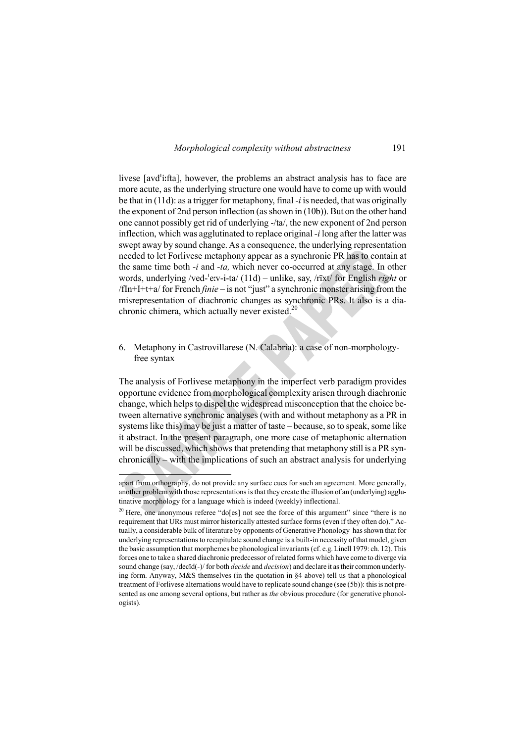livese [avdˈiːfta], however, the problems an abstract analysis has to face are more acute, as the underlying structure one would have to come up with would be that in (11d): as a trigger for metaphony, final *-i* is needed, that was originally the exponent of 2nd person inflection (as shown in (10b)). But on the other hand one cannot possibly get rid of underlying -/ta/, the new exponent of 2nd person inflection, which was agglutinated to replace original *-i* long after the latter was swept away by sound change. As a consequence, the underlying representation needed to let Forlivese metaphony appear as a synchronic PR has to contain at the same time both *-i* and *-ta,* which never co-occurred at any stage. In other words, underlying /ved-ˈeːv-i-ta/ (11d) – unlike, say, /rīxt/ for English *right* or /fIn+I+t+a/ for French *finie* – is not "just" a synchronic monster arising from the misrepresentation of diachronic changes as synchronic PRs. It also is a diachronic chimera, which actually never existed.[20]

## 6. Metaphony in Castrovillarese (N. Calabria): a case of non-morphology-free syntax

The analysis of Forlivese metaphony in the imperfect verb paradigm provides opportune evidence from morphological complexity arisen through diachronic change, which helps to dispel the widespread misconception that the choice between alternative synchronic analyses (with and without metaphony as a PR in systems like this) may be just a matter of taste – because, so to speak, some like it abstract. In the present paragraph, one more case of metaphonic alternation will be discussed, which shows that pretending that metaphony still is a PR synchronically – with the implications of such an abstract analysis for underlying

---

apart from orthography, do not provide any surface cues for such an agreement. More generally, another problem with those representations is that they create the illusion of an (underlying) agglutinative morphology for a language which is indeed (weekly) inflectional.

[20] Here, one anonymous referee "do[es] not see the force of this argument" since "there is no requirement that URs must mirror historically attested surface forms (even if they often do)." Actually, a considerable bulk of literature by opponents of Generative Phonology has shown that for underlying representations to recapitulate sound change is a built-in necessity of that model, given the basic assumption that morphemes be phonological invariants (cf. e.g. Linell 1979: ch. 12). This forces one to take a shared diachronic predecessor of related forms which have come to diverge via sound change (say, /decīd(-)/ for both *decide* and *decision*) and declare it as their common underlying form. Anyway, M&S themselves (in the quotation in §4 above) tell us that a phonological treatment of Forlivese alternations would have to replicate sound change (see (5b)): this is not presented as one among several options, but rather as *the* obvious procedure (for generative phonologists).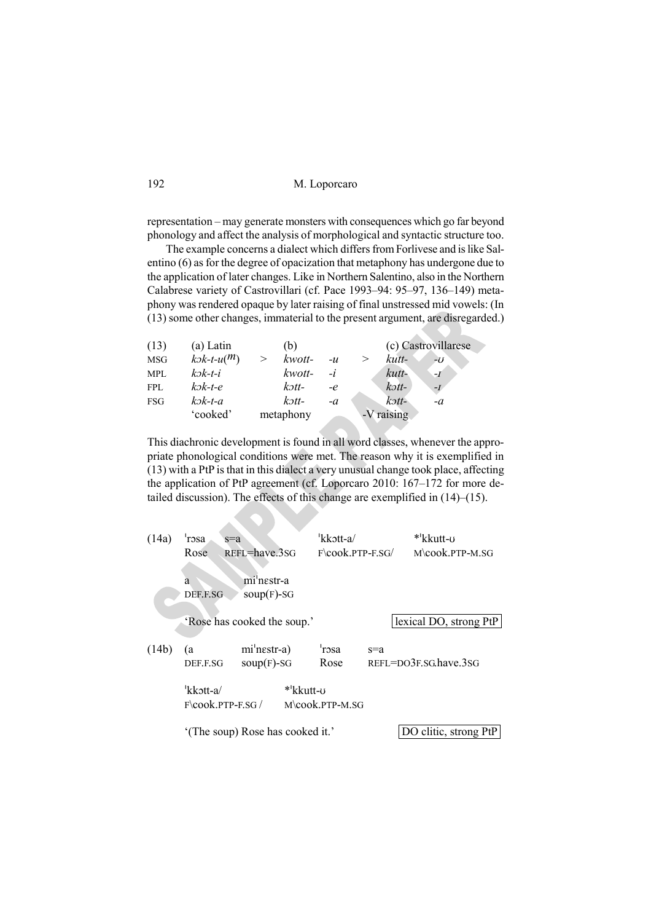representation – may generate monsters with consequences which go far beyond phonology and affect the analysis of morphological and syntactic structure too.

The example concerns a dialect which differs from Forlivese and is like Salentino (6) as for the degree of opacization that metaphony has undergone due to the application of later changes. Like in Northern Salentino, also in the Northern Calabrese variety of Castrovillari (cf. Pace 1993–94: 95–97, 136–149) metaphony was rendered opaque by later raising of final unstressed mid vowels: (In (13) some other changes, immaterial to the present argument, are disregarded.)

| (13) | (a) Latin | | (b) | | | (c) Castrovillarese | |
|---|---|---|---|---|---|---|---|
| MSG | *kɔk-t-u(m)* | > | *kwott-* | *-u* | > | *kutt-* | *-ʊ* |
| MPL | *kɔk-t-i* | | *kwott-* | *-i* | | *kutt-* | *-ɪ* |
| FPL | *kɔk-t-e* | | *kɔtt-* | *-e* | | *kɔtt-* | *-ɪ* |
| FSG | *kɔk-t-a* | | *kɔtt-* | *-a* | | *kɔtt-* | *-a* |
| | 'cooked' | | metaphony | | | -V raising | |

This diachronic development is found in all word classes, whenever the appropriate phonological conditions were met. The reason why it is exemplified in (13) with a PtP is that in this dialect a very unusual change took place, affecting the application of PtP agreement (cf. Loporcaro 2010: 167–172 for more detailed discussion). The effects of this change are exemplified in (14)–(15).

(14a) ˈrɔsa s=a ˈkkɔtt-a/ *ˈkkutt-ʊ
Rose REFL=have.3SG F\cook.PTP-F.SG/ M\cook.PTP-M.SG

a miˈnɛstr-a
DEF.F.SG soup(F)-SG

'Rose has cooked the soup.' — lexical DO, strong PtP

(14b) (a miˈnɛstr-a) ˈrɔsa s=a
DEF.F.SG soup(F)-SG Rose REFL=DO3F.SG.have.3SG

ˈkkɔtt-a/ *ˈkkutt-ʊ
F\cook.PTP-F.SG / M\cook.PTP-M.SG

'(The soup) Rose has cooked it.' — DO clitic, strong PtP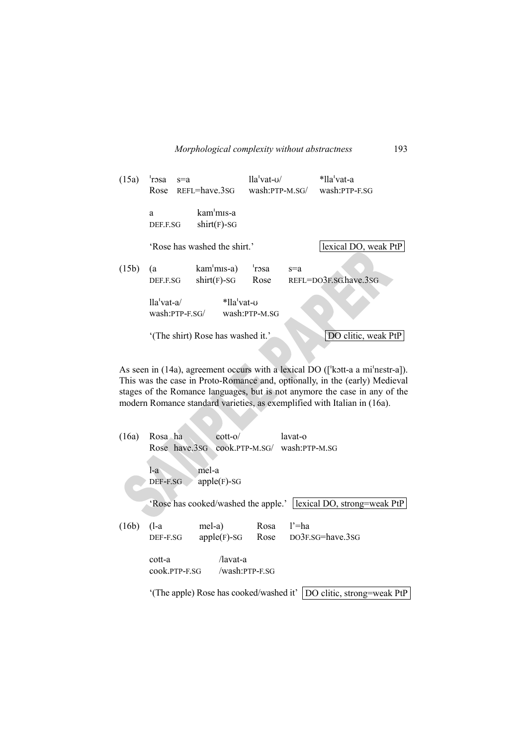(15a) ˈrɔsa s=a llaˈvat-ʊ/ *llaˈvat-a
Rose REFL=have.3SG wash:PTP-M.SG/ wash:PTP-F.SG

a kamˈmɪs-a
DEF.F.SG shirt(F)-SG

'Rose has washed the shirt.' lexical DO, weak PtP

(15b) (a kamˈmɪs-a) ˈrɔsa s=a
DEF.F.SG shirt(F)-SG Rose REFL=DO3F.SG.have.3SG

llaˈvat-a/ *llaˈvat-ʊ
wash:PTP-F.SG/ wash:PTP-M.SG

'(The shirt) Rose has washed it.' DO clitic, weak PtP

As seen in (14a), agreement occurs with a lexical DO ([ˈkɔtt-a a miˈnɛstr-a]). This was the case in Proto-Romance and, optionally, in the (early) Medieval stages of the Romance languages, but is not anymore the case in any of the modern Romance standard varieties, as exemplified with Italian in (16a).

(16a) Rosa ha cott-o/ lavat-o
Rose have.3SG cook.PTP-M.SG/ wash:PTP-M.SG

l-a mel-a
DEF-F.SG apple(F)-SG

'Rose has cooked/washed the apple.' lexical DO, strong=weak PtP

(16b) (l-a mel-a) Rosa l'=ha
DEF-F.SG apple(F)-SG Rose DO3F.SG=have.3SG

cott-a /lavat-a
cook.PTP-F.SG /wash:PTP-F.SG

'(The apple) Rose has cooked/washed it' DO clitic, strong=weak PtP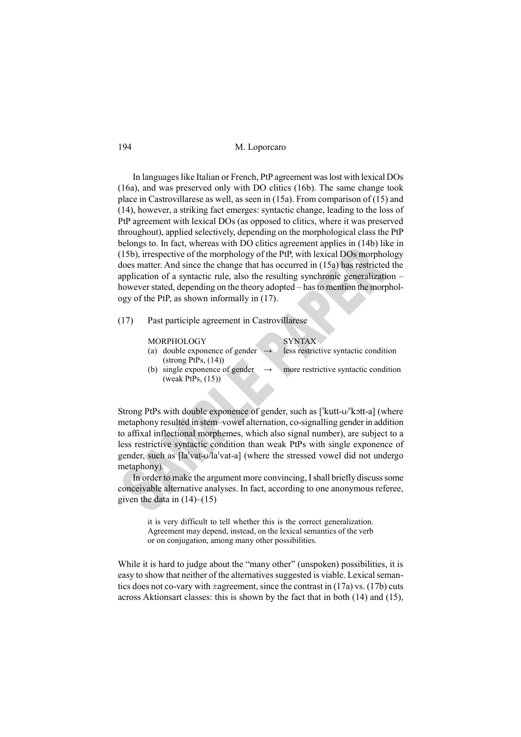In languages like Italian or French, PtP agreement was lost with lexical DOs (16a), and was preserved only with DO clitics (16b). The same change took place in Castrovillarese as well, as seen in (15a). From comparison of (15) and (14), however, a striking fact emerges: syntactic change, leading to the loss of PtP agreement with lexical DOs (as opposed to clitics, where it was preserved throughout), applied selectively, depending on the morphological class the PtP belongs to. In fact, whereas with DO clitics agreement applies in (14b) like in (15b), irrespective of the morphology of the PtP, with lexical DOs morphology does matter. And since the change that has occurred in (15a) has restricted the application of a syntactic rule, also the resulting synchronic generalization – however stated, depending on the theory adopted – has to mention the morphology of the PtP, as shown informally in (17).

(17) Past participle agreement in Castrovillarese

| MORPHOLOGY | | SYNTAX |
|---|---|---|
| (a) double exponence of gender (strong PtPs, (14)) | → | less restrictive syntactic condition |
| (b) single exponence of gender (weak PtPs, (15)) | → | more restrictive syntactic condition |

Strong PtPs with double exponence of gender, such as [ˈkutt-ʊ/ˈkɔtt-a] (where metaphony resulted in stem–vowel alternation, co-signalling gender in addition to affixal inflectional morphemes, which also signal number), are subject to a less restrictive syntactic condition than weak PtPs with single exponence of gender, such as [laˈvat-ʊ/laˈvat-a] (where the stressed vowel did not undergo metaphony).

In order to make the argument more convincing, I shall briefly discuss some conceivable alternative analyses. In fact, according to one anonymous referee, given the data in (14)–(15)

> it is very difficult to tell whether this is the correct generalization. Agreement may depend, instead, on the lexical semantics of the verb or on conjugation, among many other possibilities.

While it is hard to judge about the "many other" (unspoken) possibilities, it is easy to show that neither of the alternatives suggested is viable. Lexical semantics does not co-vary with ±agreement, since the contrast in (17a) vs. (17b) cuts across Aktionsart classes: this is shown by the fact that in both (14) and (15),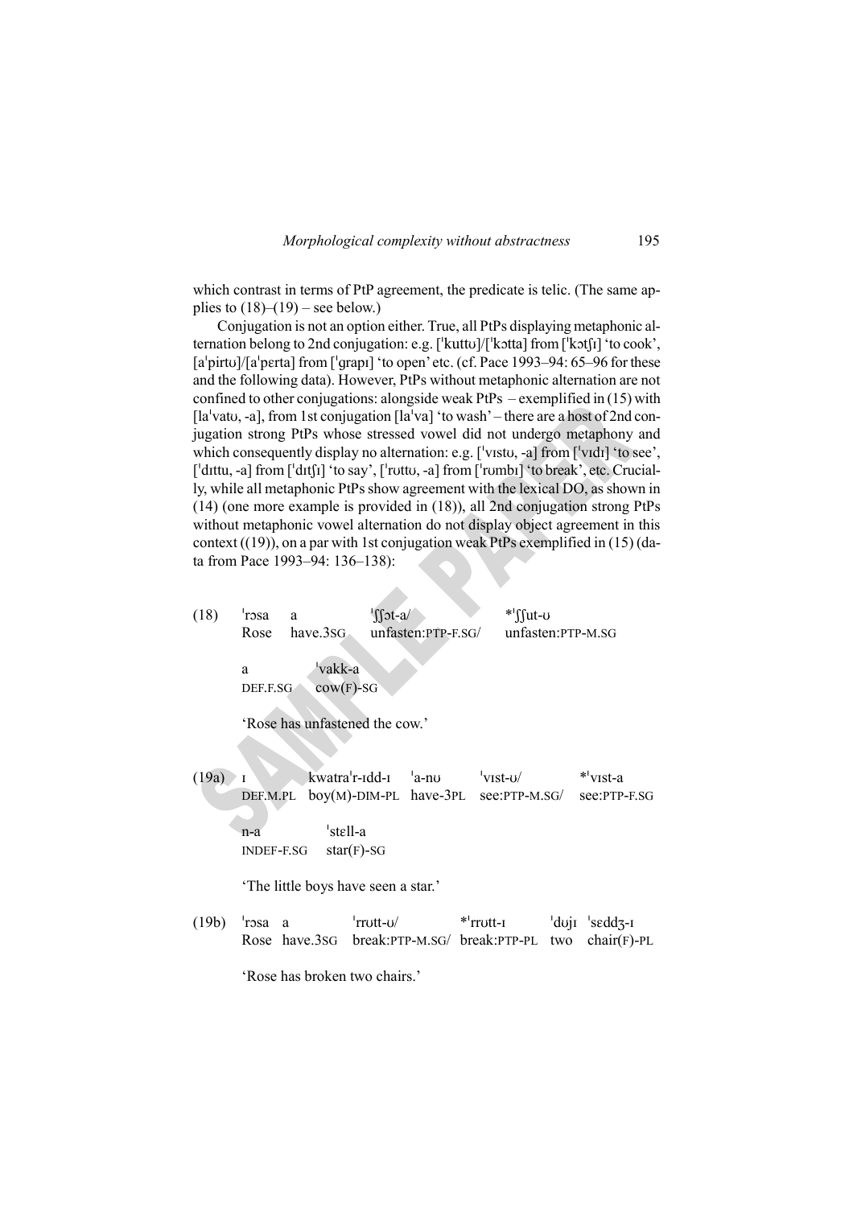which contrast in terms of PtP agreement, the predicate is telic. (The same applies to (18)–(19) – see below.)

Conjugation is not an option either. True, all PtPs displaying metaphonic alternation belong to 2nd conjugation: e.g. [ˈkuttʊ]/[ˈkɔtta] from [ˈkɔtʃɪ] 'to cook', [aˈpirtʊ]/[aˈpɛrta] from [ˈgrapɪ] 'to open' etc. (cf. Pace 1993–94: 65–96 for these and the following data). However, PtPs without metaphonic alternation are not confined to other conjugations: alongside weak PtPs – exemplified in (15) with [laˈvatʊ, -a], from 1st conjugation [laˈva] 'to wash' – there are a host of 2nd conjugation strong PtPs whose stressed vowel did not undergo metaphony and which consequently display no alternation: e.g. [ˈvɪstʊ, -a] from [ˈvɪdɪ] 'to see', [ˈdɪttu, -a] from [ˈdɪtʃɪ] 'to say', [ˈrʊttʊ, -a] from [ˈrʊmbɪ] 'to break', etc. Crucially, while all metaphonic PtPs show agreement with the lexical DO, as shown in (14) (one more example is provided in (18)), all 2nd conjugation strong PtPs without metaphonic vowel alternation do not display object agreement in this context ((19)), on a par with 1st conjugation weak PtPs exemplified in (15) (data from Pace 1993–94: 136–138):

(18) ˈrɔsa a ˈʃʃɔt-a/ *ˈʃʃut-ʊ
Rose have.3SG unfasten:PTP-F.SG/ unfasten:PTP-M.SG

a ˈvakk-a
DEF.F.SG cow(F)-SG

'Rose has unfastened the cow.'

(19a) ɪ kwatraˈr-ɪdd-ɪ ˈa-nʊ ˈvɪst-ʊ/ *ˈvɪst-a
DEF.M.PL boy(M)-DIM-PL have-3PL see:PTP-M.SG/ see:PTP-F.SG

n-a ˈstɛll-a
INDEF-F.SG star(F)-SG

'The little boys have seen a star.'

(19b) ˈrɔsa a ˈrrʊtt-ʊ/ *ˈrrʊtt-ɪ ˈdʊjɪ ˈsɛddʒ-ɪ
Rose have.3SG break:PTP-M.SG/ break:PTP-PL two chair(F)-PL

'Rose has broken two chairs.'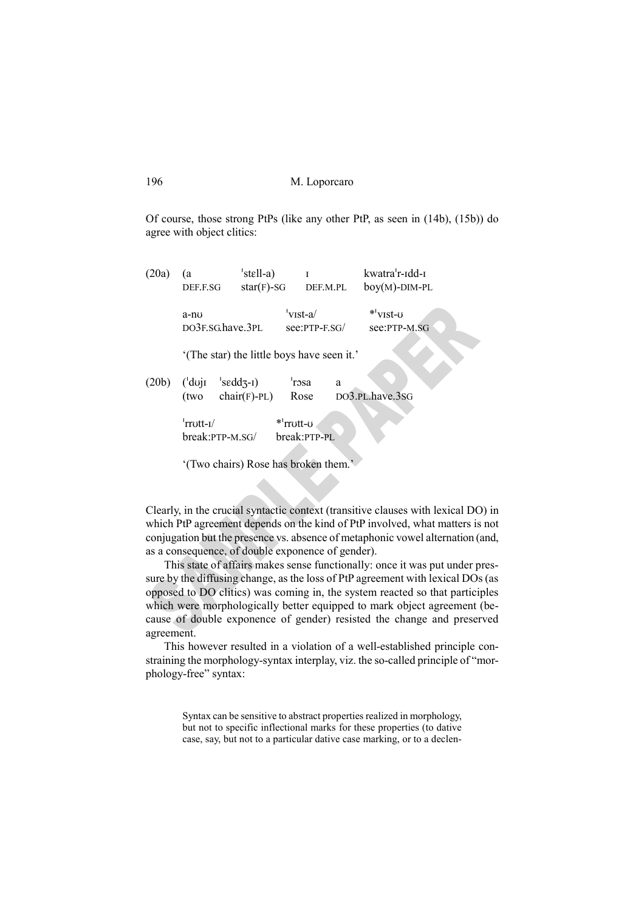Of course, those strong PtPs (like any other PtP, as seen in (14b), (15b)) do agree with object clitics:

(20a) (a ˈstɛll-a) ɪ kwatraˈr-ɪdd-ɪ
DEF.F.SG star(F)-SG DEF.M.PL boy(M)-DIM-PL

a-nʊ ˈvɪst-a/ *ˈvɪst-ʊ
DO3F.SG.have.3PL see:PTP-F.SG/ see:PTP-M.SG

'(The star) the little boys have seen it.'

(20b) (ˈdʊjɪ ˈsɛddʒ-ɪ) ˈrɔsa a
(two chair(F)-PL) Rose DO3.PL.have.3SG

ˈrrʊtt-ɪ/ *ˈrrʊtt-ʊ
break:PTP-M.SG/ break:PTP-PL

'(Two chairs) Rose has broken them.'

Clearly, in the crucial syntactic context (transitive clauses with lexical DO) in which PtP agreement depends on the kind of PtP involved, what matters is not conjugation but the presence vs. absence of metaphonic vowel alternation (and, as a consequence, of double exponence of gender).

This state of affairs makes sense functionally: once it was put under pressure by the diffusing change, as the loss of PtP agreement with lexical DOs (as opposed to DO clitics) was coming in, the system reacted so that participles which were morphologically better equipped to mark object agreement (because of double exponence of gender) resisted the change and preserved agreement.

This however resulted in a violation of a well-established principle constraining the morphology-syntax interplay, viz. the so-called principle of "morphology-free" syntax:

> Syntax can be sensitive to abstract properties realized in morphology, but not to specific inflectional marks for these properties (to dative case, say, but not to a particular dative case marking, or to a declen-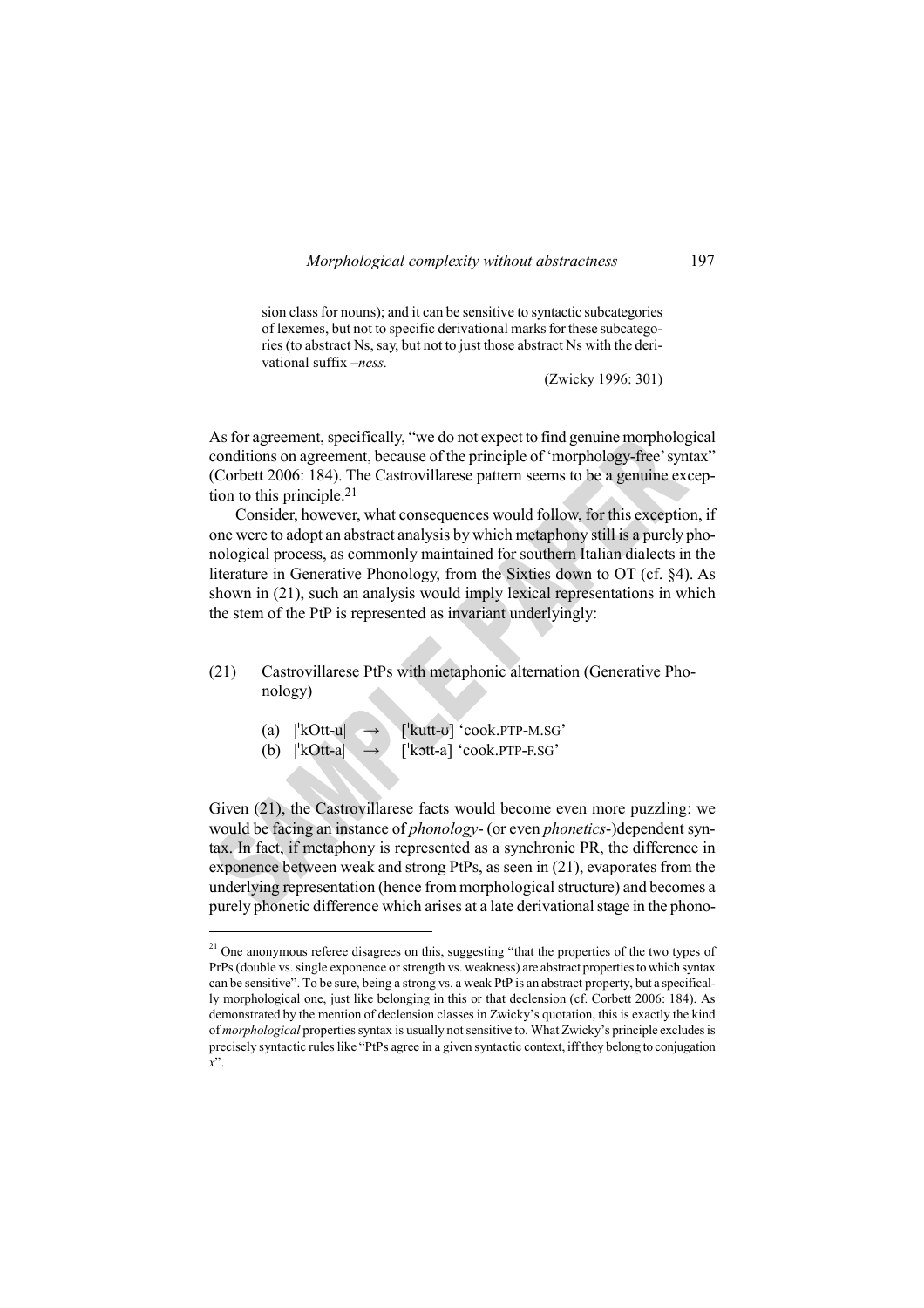> sion class for nouns); and it can be sensitive to syntactic subcategories of lexemes, but not to specific derivational marks for these subcategories (to abstract Ns, say, but not to just those abstract Ns with the derivational suffix *–ness.*
>
> (Zwicky 1996: 301)

As for agreement, specifically, "we do not expect to find genuine morphological conditions on agreement, because of the principle of 'morphology-free' syntax" (Corbett 2006: 184). The Castrovillarese pattern seems to be a genuine exception to this principle.[21]

Consider, however, what consequences would follow, for this exception, if one were to adopt an abstract analysis by which metaphony still is a purely phonological process, as commonly maintained for southern Italian dialects in the literature in Generative Phonology, from the Sixties down to OT (cf. §4). As shown in (21), such an analysis would imply lexical representations in which the stem of the PtP is represented as invariant underlyingly:

(21) Castrovillarese PtPs with metaphonic alternation (Generative Phonology)

(a) |ˈkOtt-u| → [ˈkutt-ʊ] 'cook.PTP-M.SG'
(b) |ˈkOtt-a| → [ˈkɔtt-a] 'cook.PTP-F.SG'

Given (21), the Castrovillarese facts would become even more puzzling: we would be facing an instance of *phonology-* (or even *phonetics-*)dependent syntax. In fact, if metaphony is represented as a synchronic PR, the difference in exponence between weak and strong PtPs, as seen in (21), evaporates from the underlying representation (hence from morphological structure) and becomes a purely phonetic difference which arises at a late derivational stage in the phono-

---

[21] One anonymous referee disagrees on this, suggesting "that the properties of the two types of PrPs (double vs. single exponence or strength vs. weakness) are abstract properties to which syntax can be sensitive". To be sure, being a strong vs. a weak PtP is an abstract property, but a specifically morphological one, just like belonging in this or that declension (cf. Corbett 2006: 184). As demonstrated by the mention of declension classes in Zwicky's quotation, this is exactly the kind of *morphological* properties syntax is usually not sensitive to. What Zwicky's principle excludes is precisely syntactic rules like "PtPs agree in a given syntactic context, iff they belong to conjugation *x*".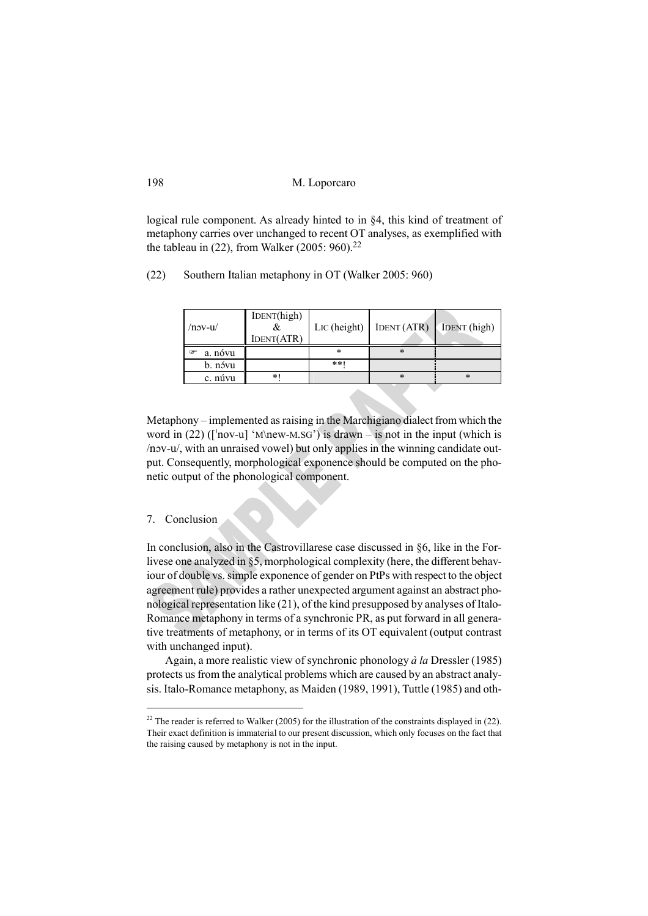logical rule component. As already hinted to in §4, this kind of treatment of metaphony carries over unchanged to recent OT analyses, as exemplified with the tableau in (22), from Walker (2005: 960).[22]

(22) Southern Italian metaphony in OT (Walker 2005: 960)

| /nɔv-u/ | IDENT(high) & IDENT(ATR) | LIC (height) | IDENT (ATR) | IDENT (high) |
|---|---|---|---|---|
| ☞ a. nóvu | | * | * | |
| b. nɔ́vu | | **! | | |
| c. núvu | *! | | * | * |

Metaphony – implemented as raising in the Marchigiano dialect from which the word in (22) ([ˈnov-u] 'M\new-M.SG') is drawn – is not in the input (which is /nɔv-u/, with an unraised vowel) but only applies in the winning candidate output. Consequently, morphological exponence should be computed on the phonetic output of the phonological component.

## 7. Conclusion

In conclusion, also in the Castrovillarese case discussed in §6, like in the Forlivese one analyzed in §5, morphological complexity (here, the different behaviour of double vs. simple exponence of gender on PtPs with respect to the object agreement rule) provides a rather unexpected argument against an abstract phonological representation like (21), of the kind presupposed by analyses of Italo-Romance metaphony in terms of a synchronic PR, as put forward in all generative treatments of metaphony, or in terms of its OT equivalent (output contrast with unchanged input).

Again, a more realistic view of synchronic phonology *à la* Dressler (1985) protects us from the analytical problems which are caused by an abstract analysis. Italo-Romance metaphony, as Maiden (1989, 1991), Tuttle (1985) and oth-

[22] The reader is referred to Walker (2005) for the illustration of the constraints displayed in (22). Their exact definition is immaterial to our present discussion, which only focuses on the fact that the raising caused by metaphony is not in the input.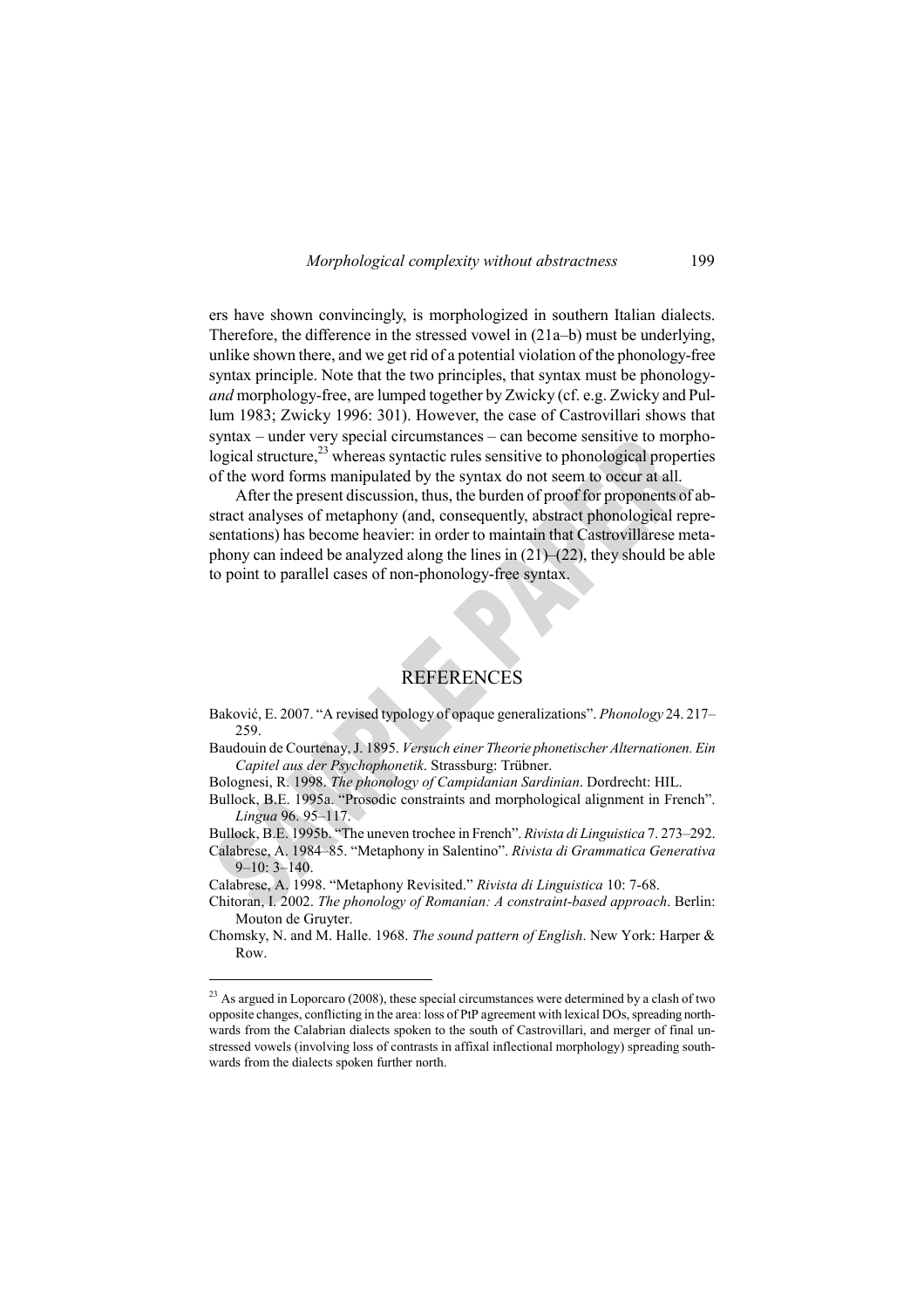ers have shown convincingly, is morphologized in southern Italian dialects. Therefore, the difference in the stressed vowel in (21a–b) must be underlying, unlike shown there, and we get rid of a potential violation of the phonology-free syntax principle. Note that the two principles, that syntax must be phonology-*and* morphology-free, are lumped together by Zwicky (cf. e.g. Zwicky and Pullum 1983; Zwicky 1996: 301). However, the case of Castrovillari shows that syntax – under very special circumstances – can become sensitive to morphological structure,[23] whereas syntactic rules sensitive to phonological properties of the word forms manipulated by the syntax do not seem to occur at all.

After the present discussion, thus, the burden of proof for proponents of abstract analyses of metaphony (and, consequently, abstract phonological representations) has become heavier: in order to maintain that Castrovillarese metaphony can indeed be analyzed along the lines in (21)–(22), they should be able to point to parallel cases of non-phonology-free syntax.

## REFERENCES

Baković, E. 2007. "A revised typology of opaque generalizations". *Phonology* 24. 217–259.

Baudouin de Courtenay, J. 1895. *Versuch einer Theorie phonetischer Alternationen. Ein Capitel aus der Psychophonetik*. Strassburg: Trübner.

Bolognesi, R. 1998. *The phonology of Campidanian Sardinian*. Dordrecht: HIL.

Bullock, B.E. 1995a. "Prosodic constraints and morphological alignment in French". *Lingua* 96. 95–117.

Bullock, B.E. 1995b. "The uneven trochee in French". *Rivista di Linguistica* 7. 273–292.

Calabrese, A. 1984–85. "Metaphony in Salentino". *Rivista di Grammatica Generativa* 9–10: 3–140.

Calabrese, A. 1998. "Metaphony Revisited." *Rivista di Linguistica* 10: 7-68.

Chitoran, I. 2002. *The phonology of Romanian: A constraint-based approach*. Berlin: Mouton de Gruyter.

Chomsky, N. and M. Halle. 1968. *The sound pattern of English*. New York: Harper & Row.

---

[23] As argued in Loporcaro (2008), these special circumstances were determined by a clash of two opposite changes, conflicting in the area: loss of PtP agreement with lexical DOs, spreading northwards from the Calabrian dialects spoken to the south of Castrovillari, and merger of final unstressed vowels (involving loss of contrasts in affixal inflectional morphology) spreading southwards from the dialects spoken further north.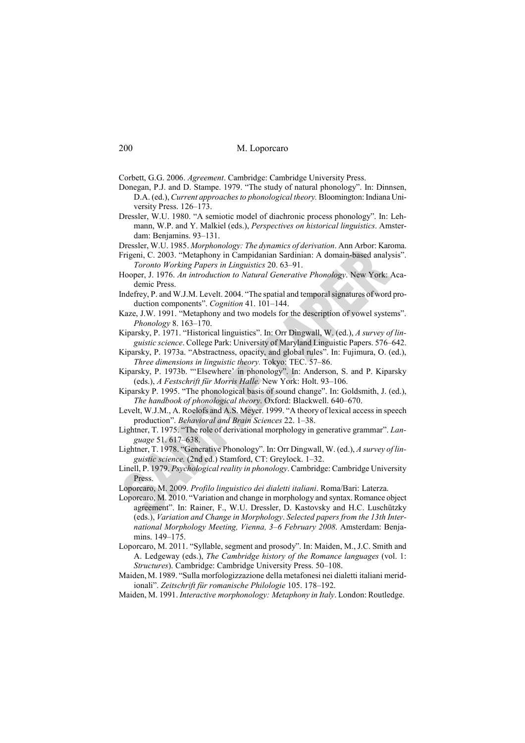Corbett, G.G. 2006. *Agreement*. Cambridge: Cambridge University Press.

Donegan, P.J. and D. Stampe. 1979. "The study of natural phonology". In: Dinnsen, D.A. (ed.), *Current approaches to phonological theory.* Bloomington: Indiana University Press. 126–173.

Dressler, W.U. 1980. "A semiotic model of diachronic process phonology". In: Lehmann, W.P. and Y. Malkiel (eds.), *Perspectives on historical linguistics*. Amsterdam: Benjamins. 93–131.

Dressler, W.U. 1985. *Morphonology: The dynamics of derivation*. Ann Arbor: Karoma.

Frigeni, C. 2003. "Metaphony in Campidanian Sardinian: A domain-based analysis". *Toronto Working Papers in Linguistics* 20. 63–91.

Hooper, J. 1976. *An introduction to Natural Generative Phonology*. New York: Academic Press.

Indefrey, P. and W.J.M. Levelt. 2004. "The spatial and temporal signatures of word production components". *Cognition* 41. 101–144.

Kaze, J.W. 1991. "Metaphony and two models for the description of vowel systems". *Phonology* 8. 163–170.

Kiparsky, P. 1971. "Historical linguistics". In: Orr Dingwall, W. (ed.), *A survey of linguistic science*. College Park: University of Maryland Linguistic Papers. 576–642.

Kiparsky, P. 1973a. "Abstractness, opacity, and global rules". In: Fujimura, O. (ed.), *Three dimensions in linguistic theory.* Tokyo: TEC. 57–86.

Kiparsky, P. 1973b. "'Elsewhere' in phonology". In: Anderson, S. and P. Kiparsky (eds.), *A Festschrift für Morris Halle.* New York: Holt. 93–106.

Kiparsky P. 1995. "The phonological basis of sound change". In: Goldsmith, J. (ed.), *The handbook of phonological theory*. Oxford: Blackwell. 640–670.

Levelt, W.J.M., A. Roelofs and A.S. Meyer. 1999. "A theory of lexical access in speech production". *Behavioral and Brain Sciences* 22. 1–38.

Lightner, T. 1975. "The role of derivational morphology in generative grammar". *Language* 51. 617–638.

Lightner, T. 1978. "Generative Phonology". In: Orr Dingwall, W. (ed.), *A survey of linguistic science.* (2nd ed.) Stamford, CT: Greylock. 1–32.

Linell, P. 1979. *Psychological reality in phonology*. Cambridge: Cambridge University Press.

Loporcaro, M. 2009. *Profilo linguistico dei dialetti italiani*. Roma/Bari: Laterza.

Loporcaro, M. 2010. "Variation and change in morphology and syntax. Romance object agreement". In: Rainer, F., W.U. Dressler, D. Kastovsky and H.C. Luschützky (eds.), *Variation and Change in Morphology. Selected papers from the 13th International Morphology Meeting, Vienna, 3–6 February 2008*. Amsterdam: Benjamins. 149–175.

Loporcaro, M. 2011. "Syllable, segment and prosody". In: Maiden, M., J.C. Smith and A. Ledgeway (eds.), *The Cambridge history of the Romance languages* (vol. 1: *Structures*). Cambridge: Cambridge University Press. 50–108.

Maiden, M. 1989. "Sulla morfologizzazione della metafonesi nei dialetti italiani meridionali". *Zeitschrift für romanische Philologie* 105. 178–192.

Maiden, M. 1991. *Interactive morphonology: Metaphony in Italy*. London: Routledge.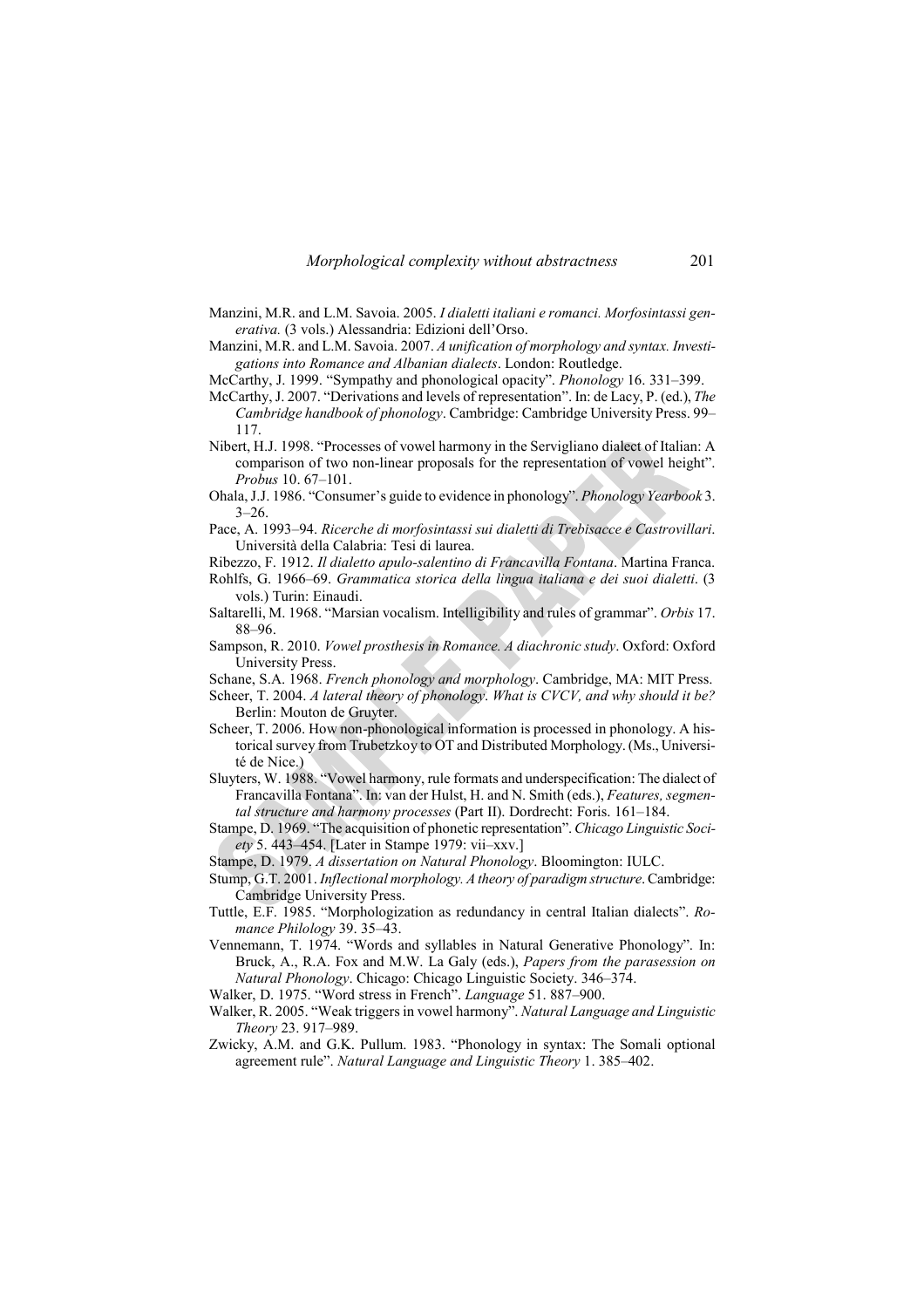Manzini, M.R. and L.M. Savoia. 2005. *I dialetti italiani e romanci. Morfosintassi generativa.* (3 vols.) Alessandria: Edizioni dell'Orso.

Manzini, M.R. and L.M. Savoia. 2007. *A unification of morphology and syntax. Investigations into Romance and Albanian dialects*. London: Routledge.

McCarthy, J. 1999. "Sympathy and phonological opacity". *Phonology* 16. 331–399.

McCarthy, J. 2007. "Derivations and levels of representation". In: de Lacy, P. (ed.), *The Cambridge handbook of phonology*. Cambridge: Cambridge University Press. 99–117.

Nibert, H.J. 1998. "Processes of vowel harmony in the Servigliano dialect of Italian: A comparison of two non-linear proposals for the representation of vowel height". *Probus* 10. 67–101.

Ohala, J.J. 1986. "Consumer's guide to evidence in phonology". *Phonology Yearbook* 3. 3–26.

Pace, A. 1993–94. *Ricerche di morfosintassi sui dialetti di Trebisacce e Castrovillari*. Università della Calabria: Tesi di laurea.

Ribezzo, F. 1912. *Il dialetto apulo-salentino di Francavilla Fontana*. Martina Franca.

Rohlfs, G. 1966–69. *Grammatica storica della lingua italiana e dei suoi dialetti*. (3 vols.) Turin: Einaudi.

Saltarelli, M. 1968. "Marsian vocalism. Intelligibility and rules of grammar". *Orbis* 17. 88–96.

Sampson, R. 2010. *Vowel prosthesis in Romance. A diachronic study*. Oxford: Oxford University Press.

Schane, S.A. 1968. *French phonology and morphology*. Cambridge, MA: MIT Press.

Scheer, T. 2004. *A lateral theory of phonology. What is CVCV, and why should it be?* Berlin: Mouton de Gruyter.

Scheer, T. 2006. How non-phonological information is processed in phonology. A historical survey from Trubetzkoy to OT and Distributed Morphology. (Ms., Université de Nice.)

Sluyters, W. 1988. "Vowel harmony, rule formats and underspecification: The dialect of Francavilla Fontana". In: van der Hulst, H. and N. Smith (eds.), *Features, segmental structure and harmony processes* (Part II). Dordrecht: Foris. 161–184.

Stampe, D. 1969. "The acquisition of phonetic representation". *Chicago Linguistic Society* 5. 443–454. [Later in Stampe 1979: vii–xxv.]

Stampe, D. 1979. *A dissertation on Natural Phonology*. Bloomington: IULC.

Stump, G.T. 2001. *Inflectional morphology. A theory of paradigm structure*. Cambridge: Cambridge University Press.

Tuttle, E.F. 1985. "Morphologization as redundancy in central Italian dialects". *Romance Philology* 39. 35–43.

Vennemann, T. 1974. "Words and syllables in Natural Generative Phonology". In: Bruck, A., R.A. Fox and M.W. La Galy (eds.), *Papers from the parasession on Natural Phonology*. Chicago: Chicago Linguistic Society. 346–374.

Walker, D. 1975. "Word stress in French". *Language* 51. 887–900.

Walker, R. 2005. "Weak triggers in vowel harmony". *Natural Language and Linguistic Theory* 23. 917–989.

Zwicky, A.M. and G.K. Pullum. 1983. "Phonology in syntax: The Somali optional agreement rule". *Natural Language and Linguistic Theory* 1. 385–402.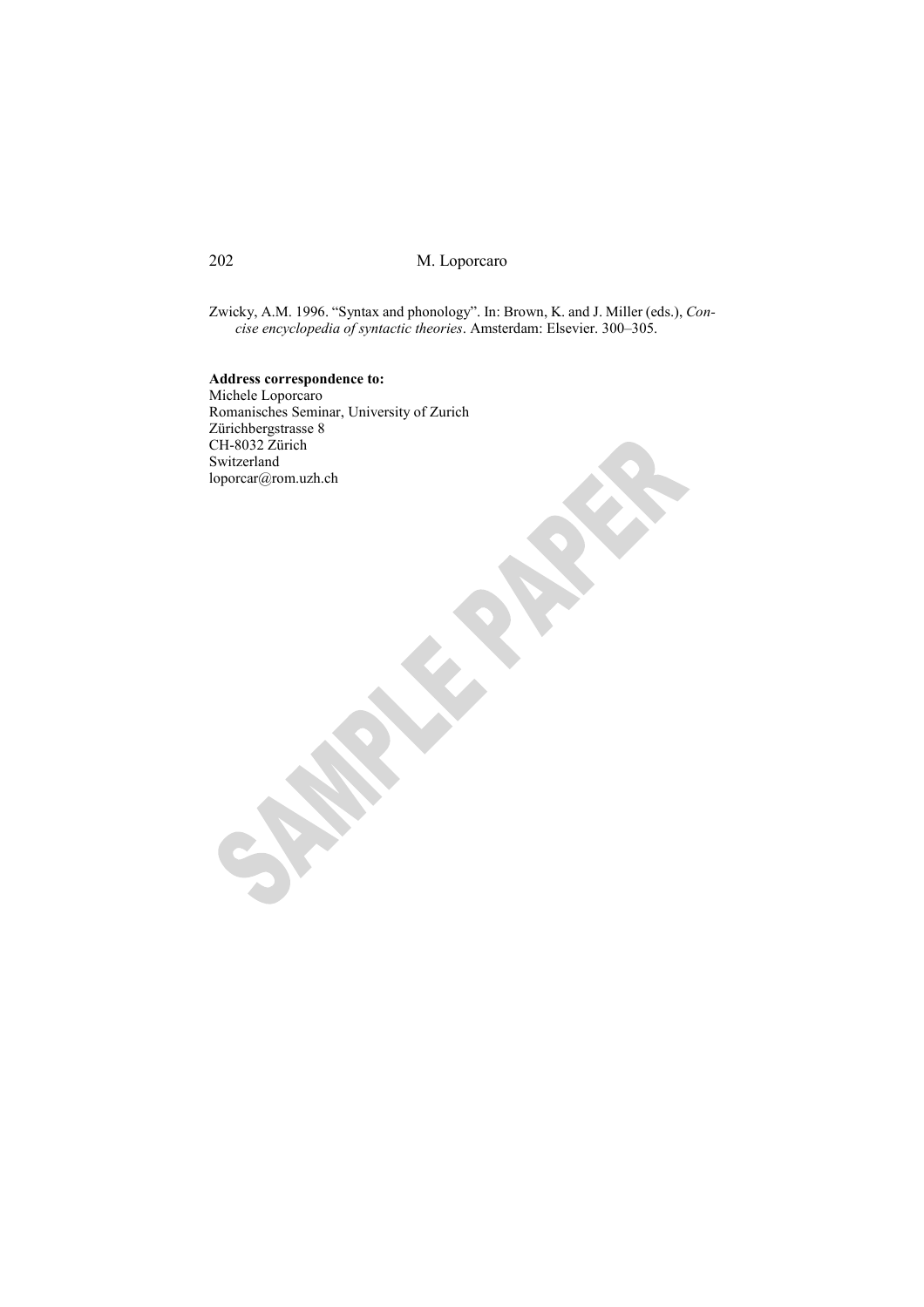Zwicky, A.M. 1996. "Syntax and phonology". In: Brown, K. and J. Miller (eds.), *Concise encyclopedia of syntactic theories*. Amsterdam: Elsevier. 300–305.

**Address correspondence to:**
Michele Loporcaro
Romanisches Seminar, University of Zurich
Zürichbergstrasse 8
CH-8032 Zürich
Switzerland
loporcar@rom.uzh.ch